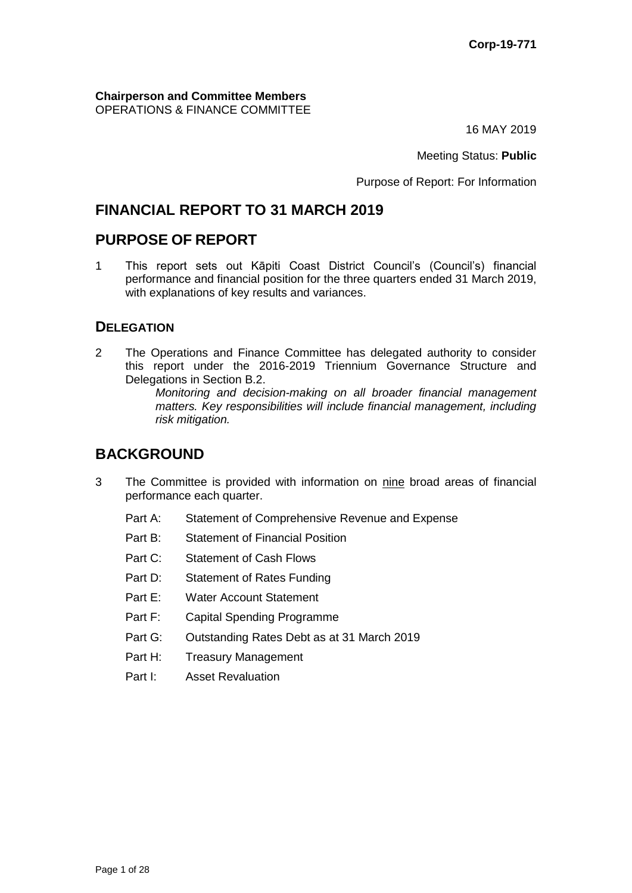**Corp-19-771**

**Chairperson and Committee Members**
OPERATIONS & FINANCE COMMITTEE

16 MAY 2019

Meeting Status: **Public**

Purpose of Report: For Information

# FINANCIAL REPORT TO 31 MARCH 2019

# PURPOSE OF REPORT

1 This report sets out Kāpiti Coast District Council's (Council's) financial performance and financial position for the three quarters ended 31 March 2019, with explanations of key results and variances.

## DELEGATION

2 The Operations and Finance Committee has delegated authority to consider this report under the 2016-2019 Triennium Governance Structure and Delegations in Section B.2.

*Monitoring and decision-making on all broader financial management matters. Key responsibilities will include financial management, including risk mitigation.*

# BACKGROUND

3 The Committee is provided with information on nine broad areas of financial performance each quarter.

- Part A: Statement of Comprehensive Revenue and Expense
- Part B: Statement of Financial Position
- Part C: Statement of Cash Flows
- Part D: Statement of Rates Funding
- Part E: Water Account Statement
- Part F: Capital Spending Programme
- Part G: Outstanding Rates Debt as at 31 March 2019
- Part H: Treasury Management
- Part I: Asset Revaluation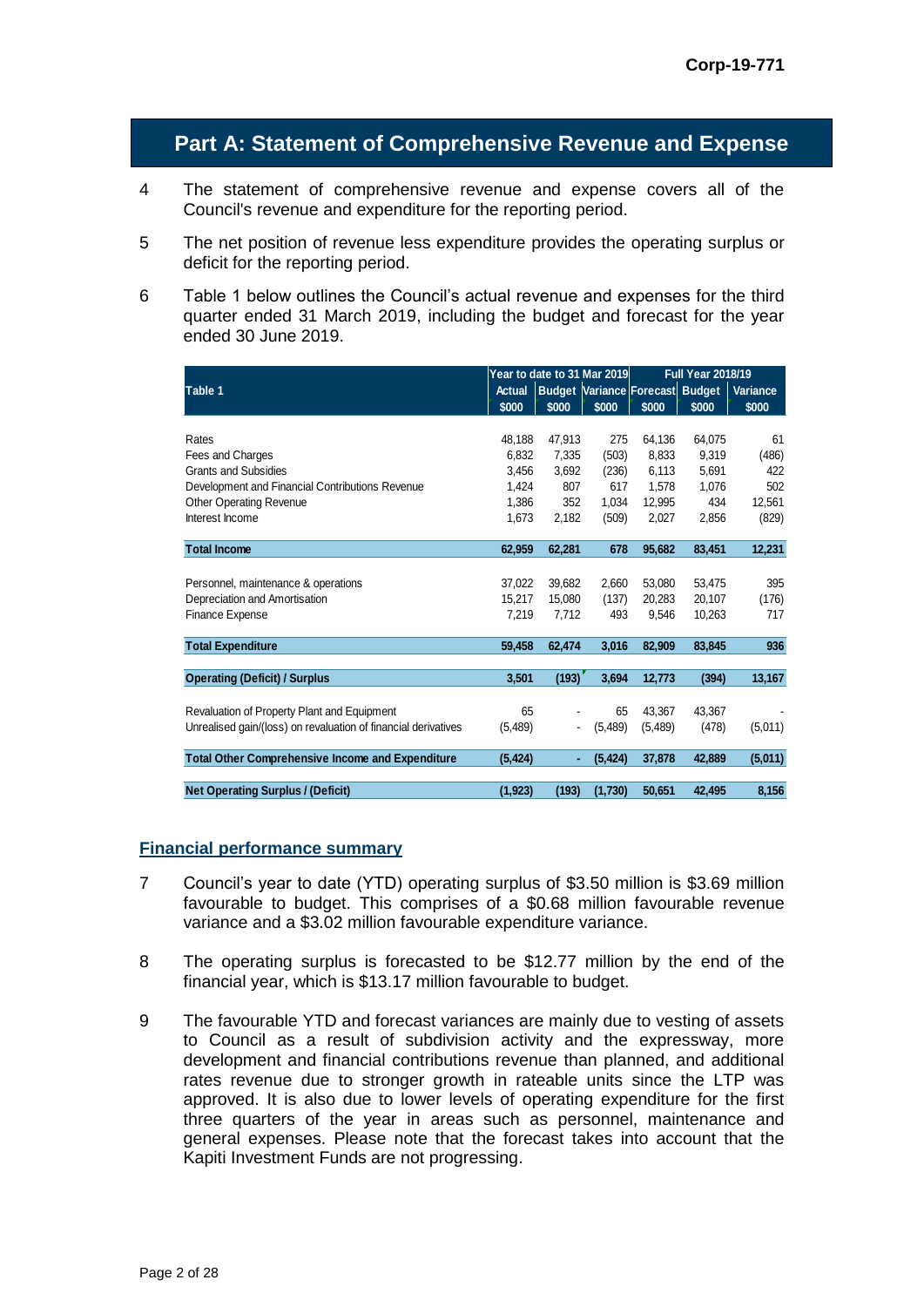Corp-19-771

## Part A: Statement of Comprehensive Revenue and Expense

4 The statement of comprehensive revenue and expense covers all of the Council's revenue and expenditure for the reporting period.

5 The net position of revenue less expenditure provides the operating surplus or deficit for the reporting period.

6 Table 1 below outlines the Council's actual revenue and expenses for the third quarter ended 31 March 2019, including the budget and forecast for the year ended 30 June 2019.

| Table 1 | Year to date to 31 Mar 2019 | | | Full Year 2018/19 | | |
|---|---|---|---|---|---|---|
| | Actual $000 | Budget $000 | Variance $000 | Forecast $000 | Budget $000 | Variance $000 |
| Rates | 48,188 | 47,913 | 275 | 64,136 | 64,075 | 61 |
| Fees and Charges | 6,832 | 7,335 | (503) | 8,833 | 9,319 | (486) |
| Grants and Subsidies | 3,456 | 3,692 | (236) | 6,113 | 5,691 | 422 |
| Development and Financial Contributions Revenue | 1,424 | 807 | 617 | 1,578 | 1,076 | 502 |
| Other Operating Revenue | 1,386 | 352 | 1,034 | 12,995 | 434 | 12,561 |
| Interest Income | 1,673 | 2,182 | (509) | 2,027 | 2,856 | (829) |
| **Total Income** | **62,959** | **62,281** | **678** | **95,682** | **83,451** | **12,231** |
| Personnel, maintenance & operations | 37,022 | 39,682 | 2,660 | 53,080 | 53,475 | 395 |
| Depreciation and Amortisation | 15,217 | 15,080 | (137) | 20,283 | 20,107 | (176) |
| Finance Expense | 7,219 | 7,712 | 493 | 9,546 | 10,263 | 717 |
| **Total Expenditure** | **59,458** | **62,474** | **3,016** | **82,909** | **83,845** | **936** |
| **Operating (Deficit) / Surplus** | **3,501** | **(193)** | **3,694** | **12,773** | **(394)** | **13,167** |
| Revaluation of Property Plant and Equipment | 65 | - | 65 | 43,367 | 43,367 | - |
| Unrealised gain/(loss) on revaluation of financial derivatives | (5,489) | - | (5,489) | (5,489) | (478) | (5,011) |
| **Total Other Comprehensive Income and Expenditure** | **(5,424)** | **-** | **(5,424)** | **37,878** | **42,889** | **(5,011)** |
| **Net Operating Surplus / (Deficit)** | **(1,923)** | **(193)** | **(1,730)** | **50,651** | **42,495** | **8,156** |

### Financial performance summary

7 Council's year to date (YTD) operating surplus of $3.50 million is $3.69 million favourable to budget. This comprises of a $0.68 million favourable revenue variance and a $3.02 million favourable expenditure variance.

8 The operating surplus is forecasted to be $12.77 million by the end of the financial year, which is $13.17 million favourable to budget.

9 The favourable YTD and forecast variances are mainly due to vesting of assets to Council as a result of subdivision activity and the expressway, more development and financial contributions revenue than planned, and additional rates revenue due to stronger growth in rateable units since the LTP was approved. It is also due to lower levels of operating expenditure for the first three quarters of the year in areas such as personnel, maintenance and general expenses. Please note that the forecast takes into account that the Kapiti Investment Funds are not progressing.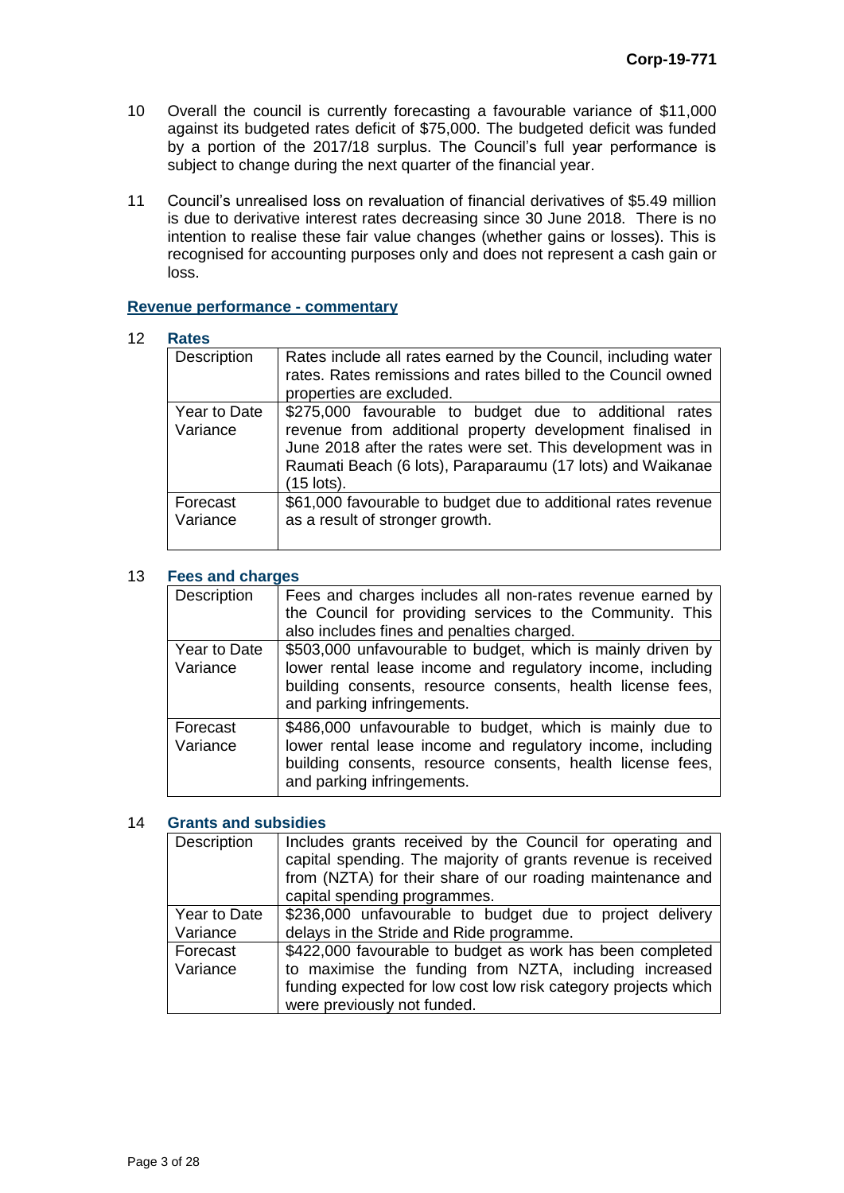10 Overall the council is currently forecasting a favourable variance of $11,000 against its budgeted rates deficit of $75,000. The budgeted deficit was funded by a portion of the 2017/18 surplus. The Council's full year performance is subject to change during the next quarter of the financial year.

11 Council's unrealised loss on revaluation of financial derivatives of $5.49 million is due to derivative interest rates decreasing since 30 June 2018. There is no intention to realise these fair value changes (whether gains or losses). This is recognised for accounting purposes only and does not represent a cash gain or loss.

## Revenue performance - commentary

12 **Rates**

| | |
|---|---|
| Description | Rates include all rates earned by the Council, including water rates. Rates remissions and rates billed to the Council owned properties are excluded. |
| Year to Date Variance | $275,000 favourable to budget due to additional rates revenue from additional property development finalised in June 2018 after the rates were set. This development was in Raumati Beach (6 lots), Paraparaumu (17 lots) and Waikanae (15 lots). |
| Forecast Variance | $61,000 favourable to budget due to additional rates revenue as a result of stronger growth. |

13 **Fees and charges**

| | |
|---|---|
| Description | Fees and charges includes all non-rates revenue earned by the Council for providing services to the Community. This also includes fines and penalties charged. |
| Year to Date Variance | $503,000 unfavourable to budget, which is mainly driven by lower rental lease income and regulatory income, including building consents, resource consents, health license fees, and parking infringements. |
| Forecast Variance | $486,000 unfavourable to budget, which is mainly due to lower rental lease income and regulatory income, including building consents, resource consents, health license fees, and parking infringements. |

14 **Grants and subsidies**

| | |
|---|---|
| Description | Includes grants received by the Council for operating and capital spending. The majority of grants revenue is received from (NZTA) for their share of our roading maintenance and capital spending programmes. |
| Year to Date Variance | $236,000 unfavourable to budget due to project delivery delays in the Stride and Ride programme. |
| Forecast Variance | $422,000 favourable to budget as work has been completed to maximise the funding from NZTA, including increased funding expected for low cost low risk category projects which were previously not funded. |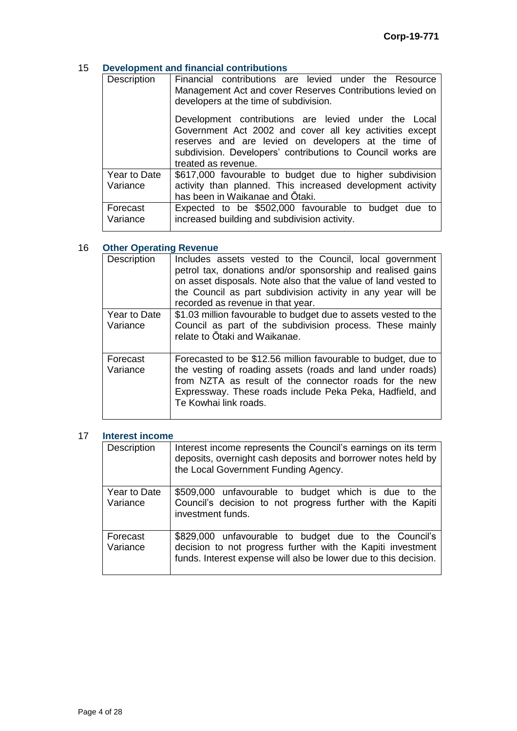## 15 Development and financial contributions

| | |
|---|---|
| Description | Financial contributions are levied under the Resource Management Act and cover Reserves Contributions levied on developers at the time of subdivision.<br><br>Development contributions are levied under the Local Government Act 2002 and cover all key activities except reserves and are levied on developers at the time of subdivision. Developers' contributions to Council works are treated as revenue. |
| Year to Date Variance | $617,000 favourable to budget due to higher subdivision activity than planned. This increased development activity has been in Waikanae and Ōtaki. |
| Forecast Variance | Expected to be $502,000 favourable to budget due to increased building and subdivision activity. |

## 16 Other Operating Revenue

| | |
|---|---|
| Description | Includes assets vested to the Council, local government petrol tax, donations and/or sponsorship and realised gains on asset disposals. Note also that the value of land vested to the Council as part subdivision activity in any year will be recorded as revenue in that year. |
| Year to Date Variance | $1.03 million favourable to budget due to assets vested to the Council as part of the subdivision process. These mainly relate to Ōtaki and Waikanae. |
| Forecast Variance | Forecasted to be $12.56 million favourable to budget, due to the vesting of roading assets (roads and land under roads) from NZTA as result of the connector roads for the new Expressway. These roads include Peka Peka, Hadfield, and Te Kowhai link roads. |

## 17 Interest income

| | |
|---|---|
| Description | Interest income represents the Council's earnings on its term deposits, overnight cash deposits and borrower notes held by the Local Government Funding Agency. |
| Year to Date Variance | $509,000 unfavourable to budget which is due to the Council's decision to not progress further with the Kapiti investment funds. |
| Forecast Variance | $829,000 unfavourable to budget due to the Council's decision to not progress further with the Kapiti investment funds. Interest expense will also be lower due to this decision. |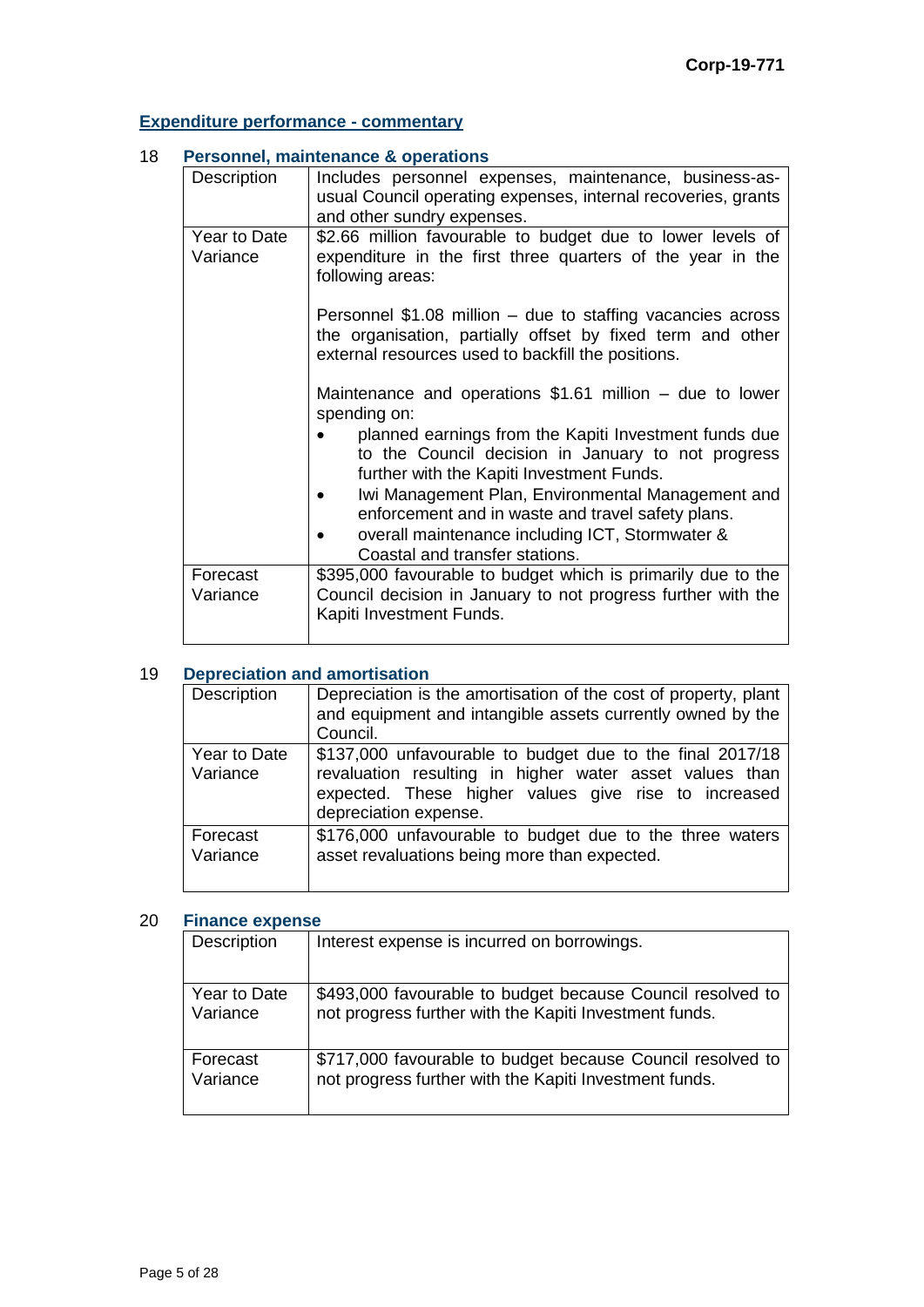Corp-19-771

## Expenditure performance - commentary

### 18 Personnel, maintenance & operations

| Description | Includes personnel expenses, maintenance, business-as-usual Council operating expenses, internal recoveries, grants and other sundry expenses. |
|---|---|
| Year to Date Variance | $2.66 million favourable to budget due to lower levels of expenditure in the first three quarters of the year in the following areas:<br><br>Personnel $1.08 million – due to staffing vacancies across the organisation, partially offset by fixed term and other external resources used to backfill the positions.<br><br>Maintenance and operations $1.61 million – due to lower spending on:<br>• planned earnings from the Kapiti Investment funds due to the Council decision in January to not progress further with the Kapiti Investment Funds.<br>• Iwi Management Plan, Environmental Management and enforcement and in waste and travel safety plans.<br>• overall maintenance including ICT, Stormwater & Coastal and transfer stations. |
| Forecast Variance | $395,000 favourable to budget which is primarily due to the Council decision in January to not progress further with the Kapiti Investment Funds. |

### 19 Depreciation and amortisation

| Description | Depreciation is the amortisation of the cost of property, plant and equipment and intangible assets currently owned by the Council. |
|---|---|
| Year to Date Variance | $137,000 unfavourable to budget due to the final 2017/18 revaluation resulting in higher water asset values than expected. These higher values give rise to increased depreciation expense. |
| Forecast Variance | $176,000 unfavourable to budget due to the three waters asset revaluations being more than expected. |

### 20 Finance expense

| Description | Interest expense is incurred on borrowings. |
|---|---|
| Year to Date Variance | $493,000 favourable to budget because Council resolved to not progress further with the Kapiti Investment funds. |
| Forecast Variance | $717,000 favourable to budget because Council resolved to not progress further with the Kapiti Investment funds. |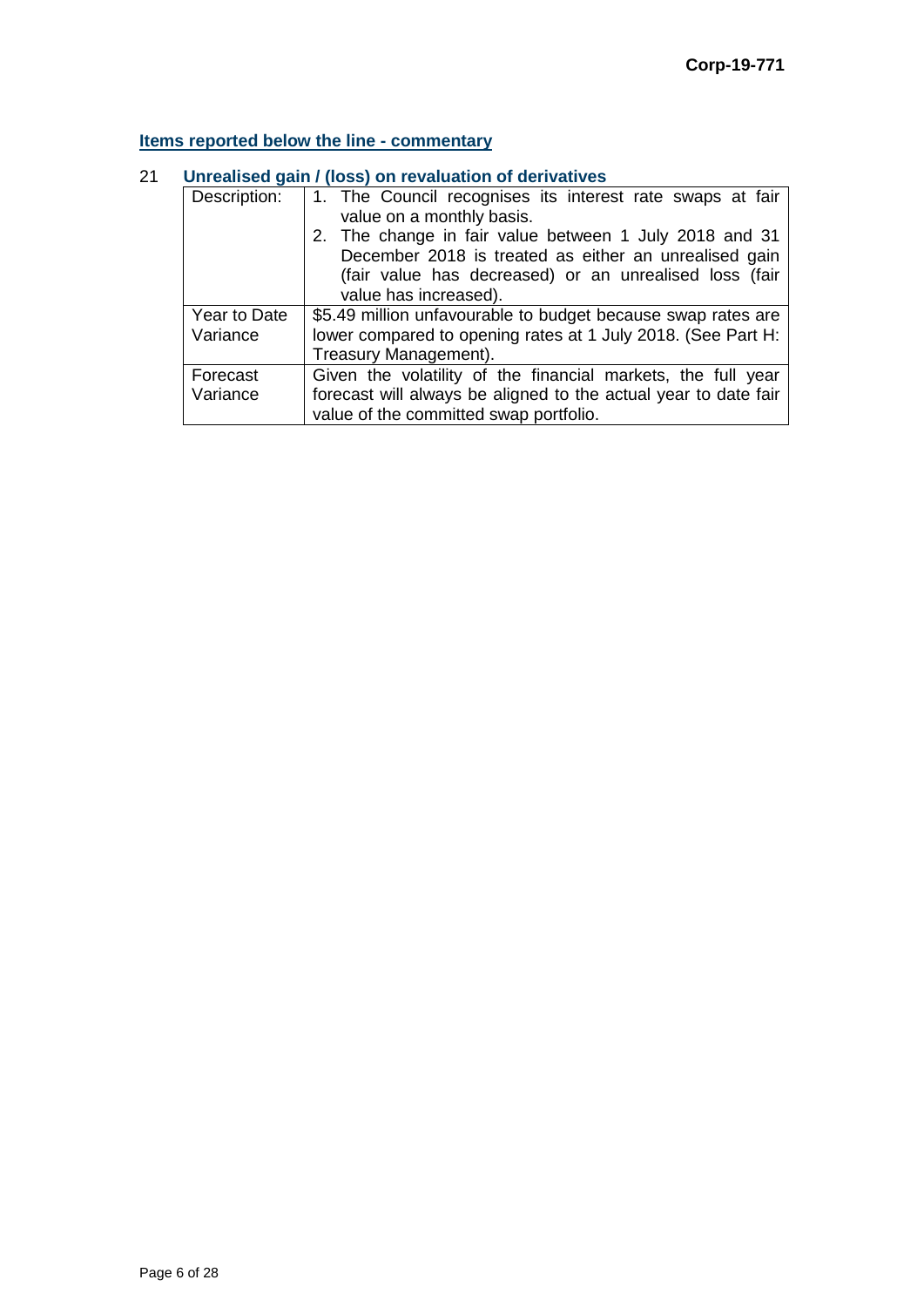## Items reported below the line - commentary

### 21 Unrealised gain / (loss) on revaluation of derivatives

| | |
|---|---|
| Description: | 1. The Council recognises its interest rate swaps at fair value on a monthly basis.<br>2. The change in fair value between 1 July 2018 and 31 December 2018 is treated as either an unrealised gain (fair value has decreased) or an unrealised loss (fair value has increased). |
| Year to Date Variance | \$5.49 million unfavourable to budget because swap rates are lower compared to opening rates at 1 July 2018. (See Part H: Treasury Management). |
| Forecast Variance | Given the volatility of the financial markets, the full year forecast will always be aligned to the actual year to date fair value of the committed swap portfolio. |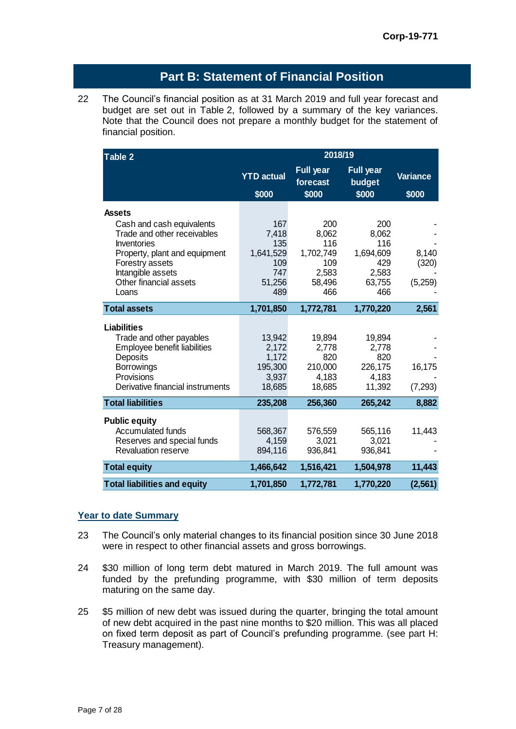## Part B: Statement of Financial Position

22 The Council's financial position as at 31 March 2019 and full year forecast and budget are set out in Table 2, followed by a summary of the key variances. Note that the Council does not prepare a monthly budget for the statement of financial position.

| Table 2 | 2018/19 | | | |
|---|---|---|---|---|
| | YTD actual $000 | Full year forecast $000 | Full year budget $000 | Variance $000 |
| **Assets** | | | | |
| Cash and cash equivalents | 167 | 200 | 200 | - |
| Trade and other receivables | 7,418 | 8,062 | 8,062 | - |
| Inventories | 135 | 116 | 116 | - |
| Property, plant and equipment | 1,641,529 | 1,702,749 | 1,694,609 | 8,140 |
| Forestry assets | 109 | 109 | 429 | (320) |
| Intangible assets | 747 | 2,583 | 2,583 | - |
| Other financial assets | 51,256 | 58,496 | 63,755 | (5,259) |
| Loans | 489 | 466 | 466 | - |
| **Total assets** | **1,701,850** | **1,772,781** | **1,770,220** | **2,561** |
| **Liabilities** | | | | |
| Trade and other payables | 13,942 | 19,894 | 19,894 | - |
| Employee benefit liabilities | 2,172 | 2,778 | 2,778 | - |
| Deposits | 1,172 | 820 | 820 | - |
| Borrowings | 195,300 | 210,000 | 226,175 | 16,175 |
| Provisions | 3,937 | 4,183 | 4,183 | - |
| Derivative financial instruments | 18,685 | 18,685 | 11,392 | (7,293) |
| **Total liabilities** | **235,208** | **256,360** | **265,242** | **8,882** |
| **Public equity** | | | | |
| Accumulated funds | 568,367 | 576,559 | 565,116 | 11,443 |
| Reserves and special funds | 4,159 | 3,021 | 3,021 | - |
| Revaluation reserve | 894,116 | 936,841 | 936,841 | - |
| **Total equity** | **1,466,642** | **1,516,421** | **1,504,978** | **11,443** |
| **Total liabilities and equity** | **1,701,850** | **1,772,781** | **1,770,220** | **(2,561)** |

### Year to date Summary

23 The Council's only material changes to its financial position since 30 June 2018 were in respect to other financial assets and gross borrowings.

24 $30 million of long term debt matured in March 2019. The full amount was funded by the prefunding programme, with $30 million of term deposits maturing on the same day.

25 $5 million of new debt was issued during the quarter, bringing the total amount of new debt acquired in the past nine months to $20 million. This was all placed on fixed term deposit as part of Council's prefunding programme. (see part H: Treasury management).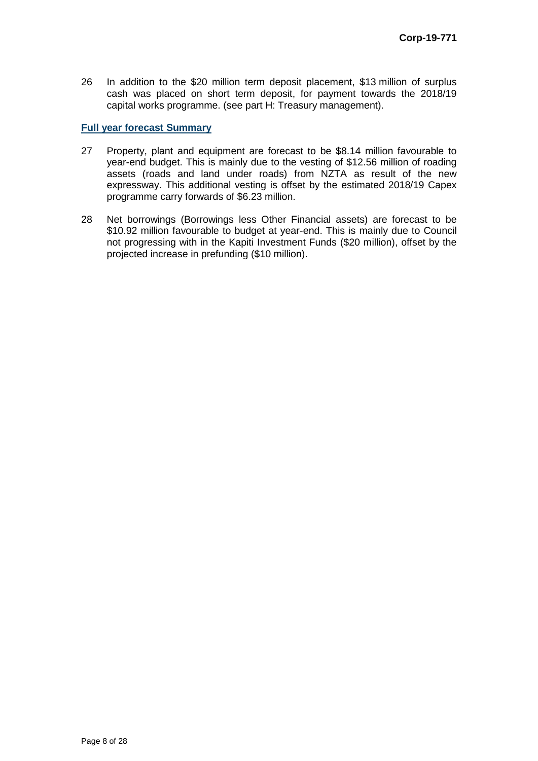26 In addition to the $20 million term deposit placement, $13 million of surplus cash was placed on short term deposit, for payment towards the 2018/19 capital works programme. (see part H: Treasury management).

**Full year forecast Summary**

27 Property, plant and equipment are forecast to be $8.14 million favourable to year-end budget. This is mainly due to the vesting of $12.56 million of roading assets (roads and land under roads) from NZTA as result of the new expressway. This additional vesting is offset by the estimated 2018/19 Capex programme carry forwards of $6.23 million.

28 Net borrowings (Borrowings less Other Financial assets) are forecast to be $10.92 million favourable to budget at year-end. This is mainly due to Council not progressing with in the Kapiti Investment Funds ($20 million), offset by the projected increase in prefunding ($10 million).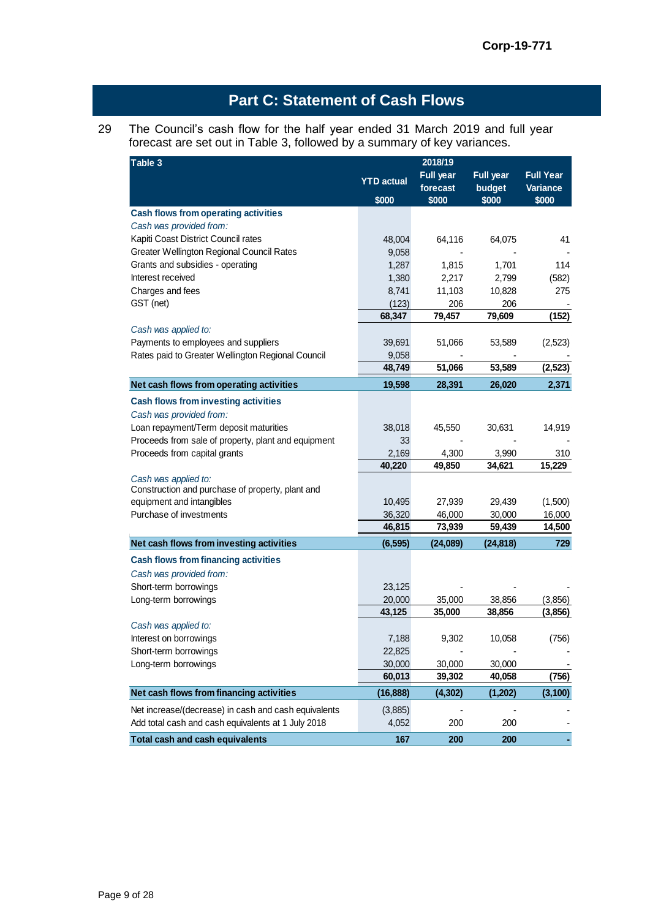Corp-19-771

## Part C: Statement of Cash Flows

29 The Council's cash flow for the half year ended 31 March 2019 and full year forecast are set out in Table 3, followed by a summary of key variances.

| Table 3 | YTD actual | 2018/19 Full year forecast | Full year budget | Full Year Variance |
|---|---|---|---|---|
| | $000 | $000 | $000 | $000 |
| **Cash flows from operating activities** | | | | |
| *Cash was provided from:* | | | | |
| Kapiti Coast District Council rates | 48,004 | 64,116 | 64,075 | 41 |
| Greater Wellington Regional Council Rates | 9,058 | - | - | - |
| Grants and subsidies - operating | 1,287 | 1,815 | 1,701 | 114 |
| Interest received | 1,380 | 2,217 | 2,799 | (582) |
| Charges and fees | 8,741 | 11,103 | 10,828 | 275 |
| GST (net) | (123) | 206 | 206 | - |
| | **68,347** | **79,457** | **79,609** | **(152)** |
| *Cash was applied to:* | | | | |
| Payments to employees and suppliers | 39,691 | 51,066 | 53,589 | (2,523) |
| Rates paid to Greater Wellington Regional Council | 9,058 | - | - | - |
| | **48,749** | **51,066** | **53,589** | **(2,523)** |
| **Net cash flows from operating activities** | **19,598** | **28,391** | **26,020** | **2,371** |
| **Cash flows from investing activities** | | | | |
| *Cash was provided from:* | | | | |
| Loan repayment/Term deposit maturities | 38,018 | 45,550 | 30,631 | 14,919 |
| Proceeds from sale of property, plant and equipment | 33 | - | - | - |
| Proceeds from capital grants | 2,169 | 4,300 | 3,990 | 310 |
| | **40,220** | **49,850** | **34,621** | **15,229** |
| *Cash was applied to:* | | | | |
| Construction and purchase of property, plant and equipment and intangibles | 10,495 | 27,939 | 29,439 | (1,500) |
| Purchase of investments | 36,320 | 46,000 | 30,000 | 16,000 |
| | **46,815** | **73,939** | **59,439** | **14,500** |
| **Net cash flows from investing activities** | **(6,595)** | **(24,089)** | **(24,818)** | **729** |
| **Cash flows from financing activities** | | | | |
| *Cash was provided from:* | | | | |
| Short-term borrowings | 23,125 | - | - | - |
| Long-term borrowings | 20,000 | 35,000 | 38,856 | (3,856) |
| | **43,125** | **35,000** | **38,856** | **(3,856)** |
| *Cash was applied to:* | | | | |
| Interest on borrowings | 7,188 | 9,302 | 10,058 | (756) |
| Short-term borrowings | 22,825 | - | - | - |
| Long-term borrowings | 30,000 | 30,000 | 30,000 | - |
| | **60,013** | **39,302** | **40,058** | **(756)** |
| **Net cash flows from financing activities** | **(16,888)** | **(4,302)** | **(1,202)** | **(3,100)** |
| Net increase/(decrease) in cash and cash equivalents | (3,885) | - | - | - |
| Add total cash and cash equivalents at 1 July 2018 | 4,052 | 200 | 200 | - |
| **Total cash and cash equivalents** | **167** | **200** | **200** | **-** |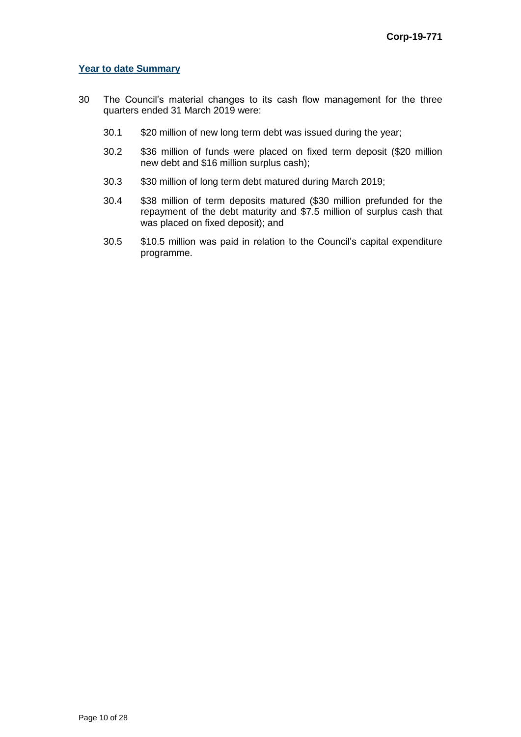## Year to date Summary

30 The Council's material changes to its cash flow management for the three quarters ended 31 March 2019 were:

30.1 $20 million of new long term debt was issued during the year;

30.2 $36 million of funds were placed on fixed term deposit ($20 million new debt and $16 million surplus cash);

30.3 $30 million of long term debt matured during March 2019;

30.4 $38 million of term deposits matured ($30 million prefunded for the repayment of the debt maturity and $7.5 million of surplus cash that was placed on fixed deposit); and

30.5 $10.5 million was paid in relation to the Council's capital expenditure programme.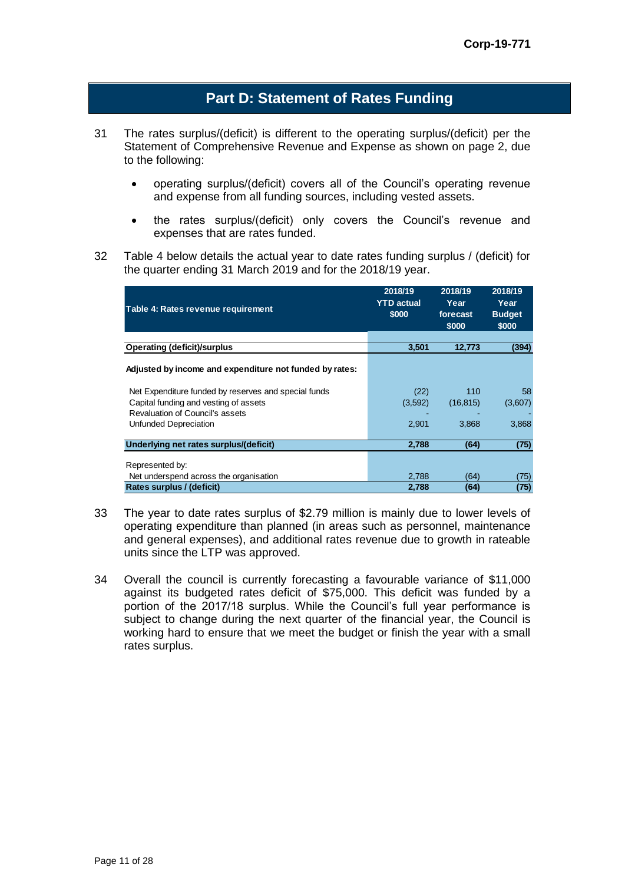## Part D: Statement of Rates Funding

31 The rates surplus/(deficit) is different to the operating surplus/(deficit) per the Statement of Comprehensive Revenue and Expense as shown on page 2, due to the following:

- operating surplus/(deficit) covers all of the Council's operating revenue and expense from all funding sources, including vested assets.
- the rates surplus/(deficit) only covers the Council's revenue and expenses that are rates funded.

32 Table 4 below details the actual year to date rates funding surplus / (deficit) for the quarter ending 31 March 2019 and for the 2018/19 year.

| Table 4: Rates revenue requirement | 2018/19 YTD actual $000 | 2018/19 Year forecast $000 | 2018/19 Year Budget $000 |
|---|---|---|---|
| **Operating (deficit)/surplus** | **3,501** | **12,773** | **(394)** |
| **Adjusted by income and expenditure not funded by rates:** | | | |
| Net Expenditure funded by reserves and special funds | (22) | 110 | 58 |
| Capital funding and vesting of assets | (3,592) | (16,815) | (3,607) |
| Revaluation of Council's assets | - | - | - |
| Unfunded Depreciation | 2,901 | 3,868 | 3,868 |
| **Underlying net rates surplus/(deficit)** | **2,788** | **(64)** | **(75)** |
| Represented by: | | | |
| Net underspend across the organisation | 2,788 | (64) | (75) |
| **Rates surplus / (deficit)** | **2,788** | **(64)** | **(75)** |

33 The year to date rates surplus of $2.79 million is mainly due to lower levels of operating expenditure than planned (in areas such as personnel, maintenance and general expenses), and additional rates revenue due to growth in rateable units since the LTP was approved.

34 Overall the council is currently forecasting a favourable variance of $11,000 against its budgeted rates deficit of $75,000. This deficit was funded by a portion of the 2017/18 surplus. While the Council's full year performance is subject to change during the next quarter of the financial year, the Council is working hard to ensure that we meet the budget or finish the year with a small rates surplus.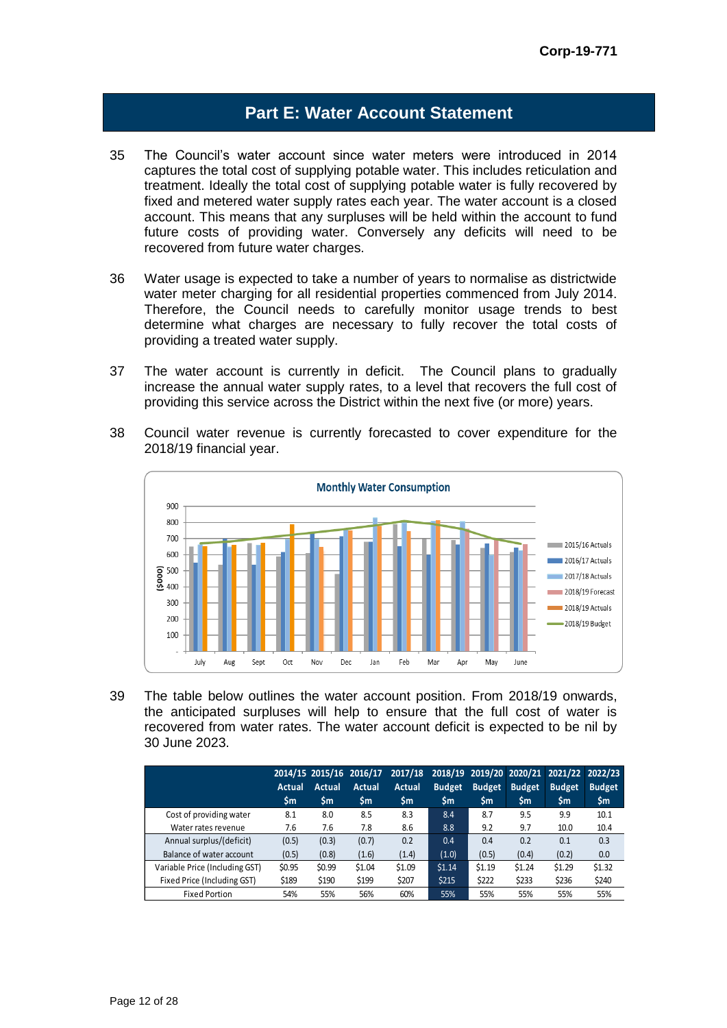## Part E: Water Account Statement

35 The Council's water account since water meters were introduced in 2014 captures the total cost of supplying potable water. This includes reticulation and treatment. Ideally the total cost of supplying potable water is fully recovered by fixed and metered water supply rates each year. The water account is a closed account. This means that any surpluses will be held within the account to fund future costs of providing water. Conversely any deficits will need to be recovered from future water charges.

36 Water usage is expected to take a number of years to normalise as districtwide water meter charging for all residential properties commenced from July 2014. Therefore, the Council needs to carefully monitor usage trends to best determine what charges are necessary to fully recover the total costs of providing a treated water supply.

37 The water account is currently in deficit. The Council plans to gradually increase the annual water supply rates, to a level that recovers the full cost of providing this service across the District within the next five (or more) years.

38 Council water revenue is currently forecasted to cover expenditure for the 2018/19 financial year.

**Monthly Water Consumption**

($000) — July, Aug, Sept, Oct, Nov, Dec, Jan, Feb, Mar, Apr, May, June

Legend: 2015/16 Actuals, 2016/17 Actuals, 2017/18 Actuals, 2018/19 Forecast, 2018/19 Actuals, 2018/19 Budget

39 The table below outlines the water account position. From 2018/19 onwards, the anticipated surpluses will help to ensure that the full cost of water is recovered from water rates. The water account deficit is expected to be nil by 30 June 2023.

| | 2014/15 Actual $m | 2015/16 Actual $m | 2016/17 Actual $m | 2017/18 Actual $m | 2018/19 Budget $m | 2019/20 Budget $m | 2020/21 Budget $m | 2021/22 Budget $m | 2022/23 Budget $m |
|---|---|---|---|---|---|---|---|---|---|
| Cost of providing water | 8.1 | 8.0 | 8.5 | 8.3 | 8.4 | 8.7 | 9.5 | 9.9 | 10.1 |
| Water rates revenue | 7.6 | 7.6 | 7.8 | 8.6 | 8.8 | 9.2 | 9.7 | 10.0 | 10.4 |
| Annual surplus/(deficit) | (0.5) | (0.3) | (0.7) | 0.2 | 0.4 | 0.4 | 0.2 | 0.1 | 0.3 |
| Balance of water account | (0.5) | (0.8) | (1.6) | (1.4) | (1.0) | (0.5) | (0.4) | (0.2) | 0.0 |
| Variable Price (Including GST) | $0.95 | $0.99 | $1.04 | $1.09 | $1.14 | $1.19 | $1.24 | $1.29 | $1.32 |
| Fixed Price (Including GST) | $189 | $190 | $199 | $207 | $215 | $222 | $233 | $236 | $240 |
| Fixed Portion | 54% | 55% | 56% | 60% | 55% | 55% | 55% | 55% | 55% |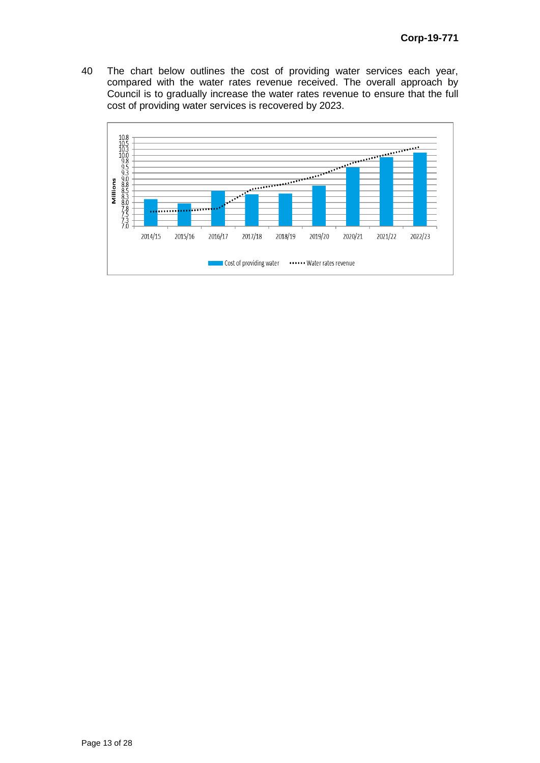**Corp-19-771**

40 The chart below outlines the cost of providing water services each year, compared with the water rates revenue received. The overall approach by Council is to gradually increase the water rates revenue to ensure that the full cost of providing water services is recovered by 2023.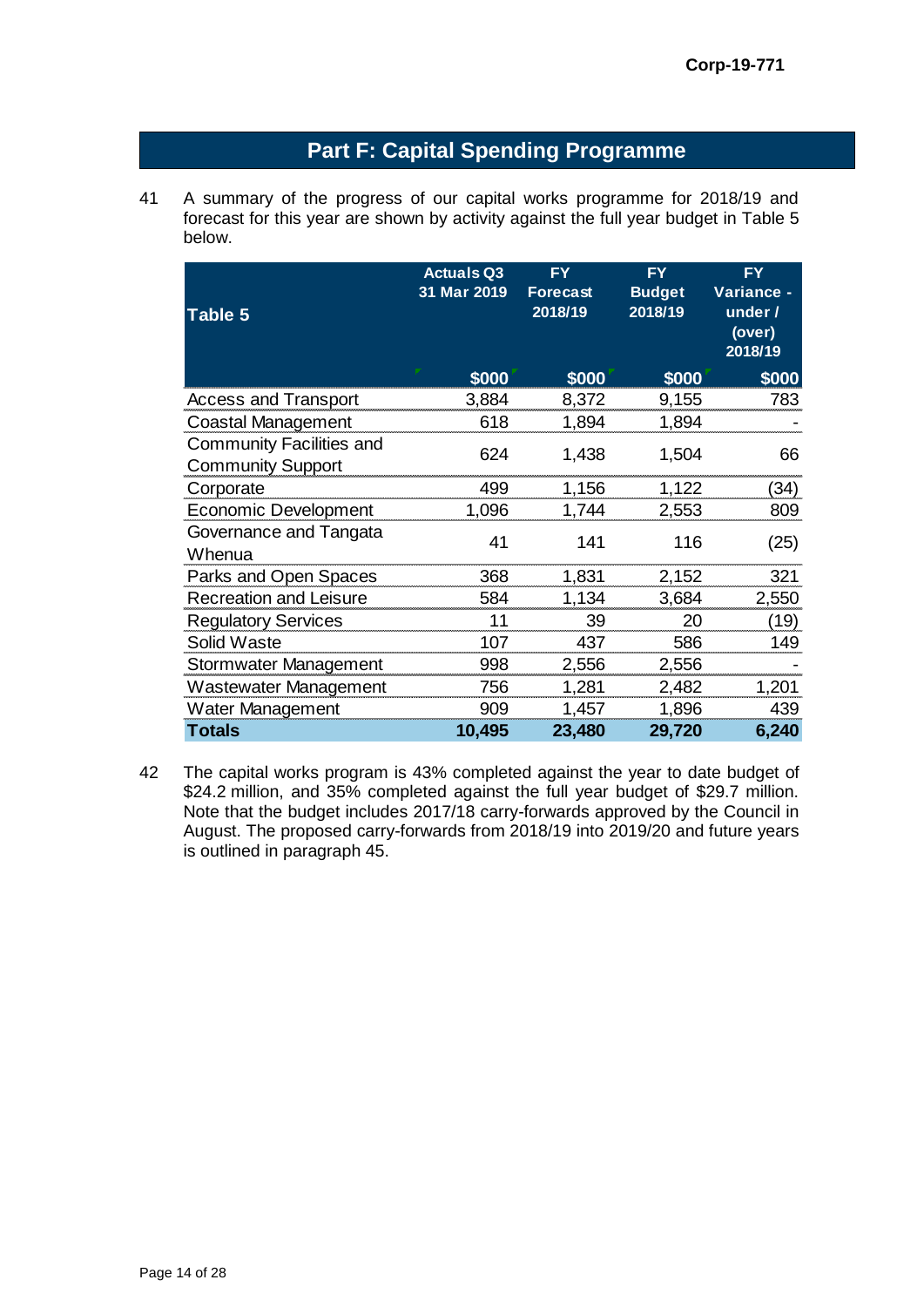## Part F: Capital Spending Programme

41 A summary of the progress of our capital works programme for 2018/19 and forecast for this year are shown by activity against the full year budget in Table 5 below.

| Table 5 | Actuals Q3 31 Mar 2019 | FY Forecast 2018/19 | FY Budget 2018/19 | FY Variance - under / (over) 2018/19 |
|---|---|---|---|---|
| | $000 | $000 | $000 | $000 |
| Access and Transport | 3,884 | 8,372 | 9,155 | 783 |
| Coastal Management | 618 | 1,894 | 1,894 | - |
| Community Facilities and Community Support | 624 | 1,438 | 1,504 | 66 |
| Corporate | 499 | 1,156 | 1,122 | (34) |
| Economic Development | 1,096 | 1,744 | 2,553 | 809 |
| Governance and Tangata Whenua | 41 | 141 | 116 | (25) |
| Parks and Open Spaces | 368 | 1,831 | 2,152 | 321 |
| Recreation and Leisure | 584 | 1,134 | 3,684 | 2,550 |
| Regulatory Services | 11 | 39 | 20 | (19) |
| Solid Waste | 107 | 437 | 586 | 149 |
| Stormwater Management | 998 | 2,556 | 2,556 | - |
| Wastewater Management | 756 | 1,281 | 2,482 | 1,201 |
| Water Management | 909 | 1,457 | 1,896 | 439 |
| **Totals** | **10,495** | **23,480** | **29,720** | **6,240** |

42 The capital works program is 43% completed against the year to date budget of $24.2 million, and 35% completed against the full year budget of $29.7 million. Note that the budget includes 2017/18 carry-forwards approved by the Council in August. The proposed carry-forwards from 2018/19 into 2019/20 and future years is outlined in paragraph 45.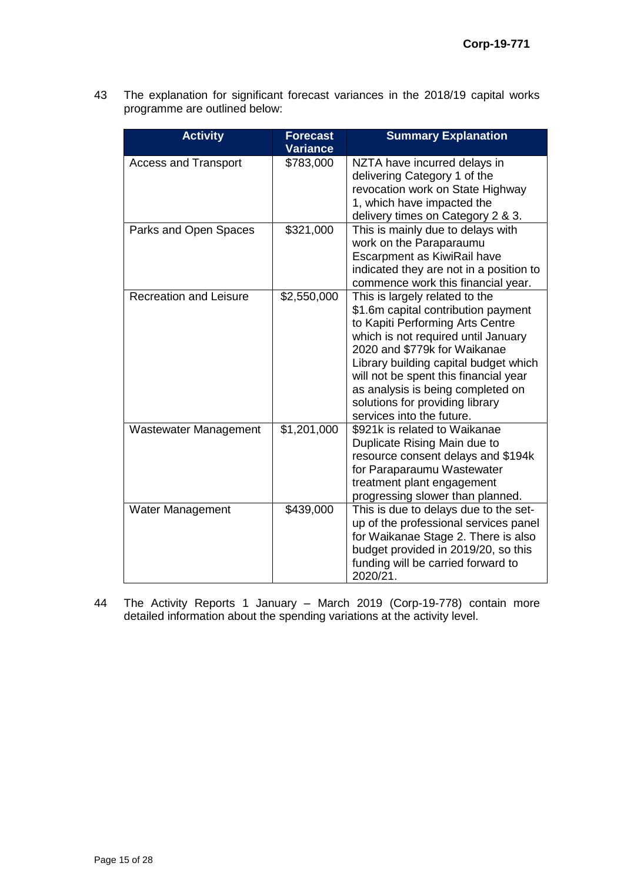43 The explanation for significant forecast variances in the 2018/19 capital works programme are outlined below:

| Activity | Forecast Variance | Summary Explanation |
|---|---|---|
| Access and Transport | $783,000 | NZTA have incurred delays in delivering Category 1 of the revocation work on State Highway 1, which have impacted the delivery times on Category 2 & 3. |
| Parks and Open Spaces | $321,000 | This is mainly due to delays with work on the Paraparaumu Escarpment as KiwiRail have indicated they are not in a position to commence work this financial year. |
| Recreation and Leisure | $2,550,000 | This is largely related to the $1.6m capital contribution payment to Kapiti Performing Arts Centre which is not required until January 2020 and $779k for Waikanae Library building capital budget which will not be spent this financial year as analysis is being completed on solutions for providing library services into the future. |
| Wastewater Management | $1,201,000 | $921k is related to Waikanae Duplicate Rising Main due to resource consent delays and $194k for Paraparaumu Wastewater treatment plant engagement progressing slower than planned. |
| Water Management | $439,000 | This is due to delays due to the set-up of the professional services panel for Waikanae Stage 2. There is also budget provided in 2019/20, so this funding will be carried forward to 2020/21. |

44 The Activity Reports 1 January – March 2019 (Corp-19-778) contain more detailed information about the spending variations at the activity level.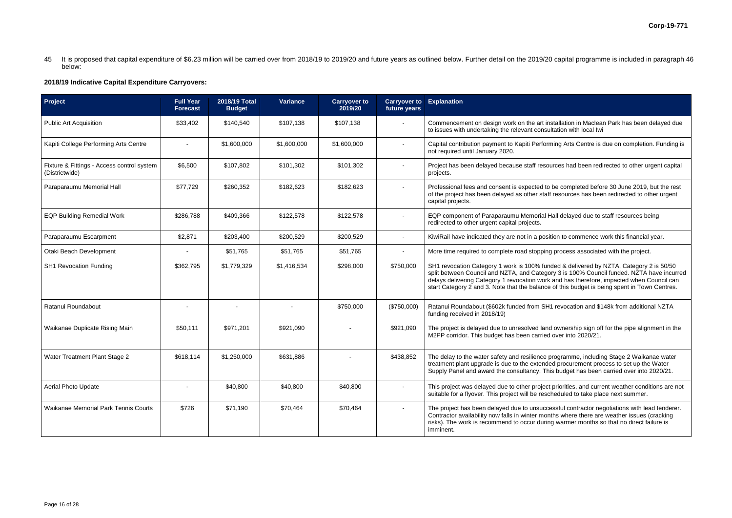45 It is proposed that capital expenditure of $6.23 million will be carried over from 2018/19 to 2019/20 and future years as outlined below. Further detail on the 2019/20 capital programme is included in paragraph 46 below:

**2018/19 Indicative Capital Expenditure Carryovers:**

| Project | Full Year Forecast | 2018/19 Total Budget | Variance | Carryover to 2019/20 | Carryover to future years | Explanation |
|---|---|---|---|---|---|---|
| Public Art Acquisition | $33,402 | $140,540 | $107,138 | $107,138 | - | Commencement on design work on the art installation in Maclean Park has been delayed due to issues with undertaking the relevant consultation with local Iwi |
| Kapiti College Performing Arts Centre | - | $1,600,000 | $1,600,000 | $1,600,000 | - | Capital contribution payment to Kapiti Performing Arts Centre is due on completion. Funding is not required until January 2020. |
| Fixture & Fittings - Access control system (Districtwide) | $6,500 | $107,802 | $101,302 | $101,302 | - | Project has been delayed because staff resources had been redirected to other urgent capital projects. |
| Paraparaumu Memorial Hall | $77,729 | $260,352 | $182,623 | $182,623 | - | Professional fees and consent is expected to be completed before 30 June 2019, but the rest of the project has been delayed as other staff resources has been redirected to other urgent capital projects. |
| EQP Building Remedial Work | $286,788 | $409,366 | $122,578 | $122,578 | - | EQP component of Paraparaumu Memorial Hall delayed due to staff resources being redirected to other urgent capital projects. |
| Paraparaumu Escarpment | $2,871 | $203,400 | $200,529 | $200,529 | - | KiwiRail have indicated they are not in a position to commence work this financial year. |
| Otaki Beach Development | - | $51,765 | $51,765 | $51,765 | - | More time required to complete road stopping process associated with the project. |
| SH1 Revocation Funding | $362,795 | $1,779,329 | $1,416,534 | $298,000 | $750,000 | SH1 revocation Category 1 work is 100% funded & delivered by NZTA, Category 2 is 50/50 split between Council and NZTA, and Category 3 is 100% Council funded. NZTA have incurred delays delivering Category 1 revocation work and has therefore, impacted when Council can start Category 2 and 3. Note that the balance of this budget is being spent in Town Centres. |
| Ratanui Roundabout | - | - | - | $750,000 | ($750,000) | Ratanui Roundabout ($602k funded from SH1 revocation and $148k from additional NZTA funding received in 2018/19) |
| Waikanae Duplicate Rising Main | $50,111 | $971,201 | $921,090 | - | $921,090 | The project is delayed due to unresolved land ownership sign off for the pipe alignment in the M2PP corridor. This budget has been carried over into 2020/21. |
| Water Treatment Plant Stage 2 | $618,114 | $1,250,000 | $631,886 | - | $438,852 | The delay to the water safety and resilience programme, including Stage 2 Waikanae water treatment plant upgrade is due to the extended procurement process to set up the Water Supply Panel and award the consultancy. This budget has been carried over into 2020/21. |
| Aerial Photo Update | - | $40,800 | $40,800 | $40,800 | - | This project was delayed due to other project priorities, and current weather conditions are not suitable for a flyover. This project will be rescheduled to take place next summer. |
| Waikanae Memorial Park Tennis Courts | $726 | $71,190 | $70,464 | $70,464 | - | The project has been delayed due to unsuccessful contractor negotiations with lead tenderer. Contractor availability now falls in winter months where there are weather issues (cracking risks). The work is recommend to occur during warmer months so that no direct failure is imminent. |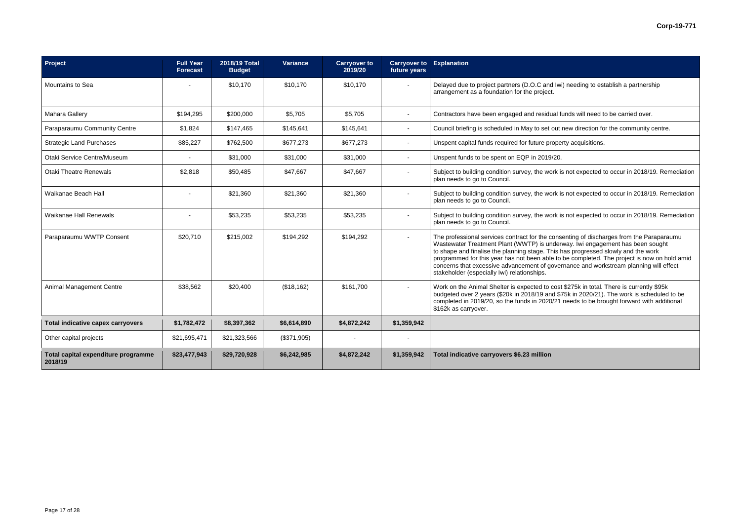| Project | Full Year Forecast | 2018/19 Total Budget | Variance | Carryover to 2019/20 | Carryover to future years | Explanation |
|---|---|---|---|---|---|---|
| Mountains to Sea | - | $10,170 | $10,170 | $10,170 | - | Delayed due to project partners (D.O.C and Iwi) needing to establish a partnership arrangement as a foundation for the project. |
| Mahara Gallery | $194,295 | $200,000 | $5,705 | $5,705 | - | Contractors have been engaged and residual funds will need to be carried over. |
| Paraparaumu Community Centre | $1,824 | $147,465 | $145,641 | $145,641 | - | Council briefing is scheduled in May to set out new direction for the community centre. |
| Strategic Land Purchases | $85,227 | $762,500 | $677,273 | $677,273 | - | Unspent capital funds required for future property acquisitions. |
| Otaki Service Centre/Museum | - | $31,000 | $31,000 | $31,000 | - | Unspent funds to be spent on EQP in 2019/20. |
| Otaki Theatre Renewals | $2,818 | $50,485 | $47,667 | $47,667 | - | Subject to building condition survey, the work is not expected to occur in 2018/19. Remediation plan needs to go to Council. |
| Waikanae Beach Hall | - | $21,360 | $21,360 | $21,360 | - | Subject to building condition survey, the work is not expected to occur in 2018/19. Remediation plan needs to go to Council. |
| Waikanae Hall Renewals | - | $53,235 | $53,235 | $53,235 | - | Subject to building condition survey, the work is not expected to occur in 2018/19. Remediation plan needs to go to Council. |
| Paraparaumu WWTP Consent | $20,710 | $215,002 | $194,292 | $194,292 | - | The professional services contract for the consenting of discharges from the Paraparaumu Wastewater Treatment Plant (WWTP) is underway. Iwi engagement has been sought to shape and finalise the planning stage. This has progressed slowly and the work programmed for this year has not been able to be completed. The project is now on hold amid concerns that excessive advancement of governance and workstream planning will effect stakeholder (especially Iwi) relationships. |
| Animal Management Centre | $38,562 | $20,400 | ($18,162) | $161,700 | - | Work on the Animal Shelter is expected to cost $275k in total. There is currently $95k budgeted over 2 years ($20k in 2018/19 and $75k in 2020/21). The work is scheduled to be completed in 2019/20, so the funds in 2020/21 needs to be brought forward with additional $162k as carryover. |
| **Total indicative capex carryovers** | **$1,782,472** | **$8,397,362** | **$6,614,890** | **$4,872,242** | **$1,359,942** | |
| Other capital projects | $21,695,471 | $21,323,566 | ($371,905) | - | - | |
| **Total capital expenditure programme 2018/19** | **$23,477,943** | **$29,720,928** | **$6,242,985** | **$4,872,242** | **$1,359,942** | **Total indicative carryovers $6.23 million** |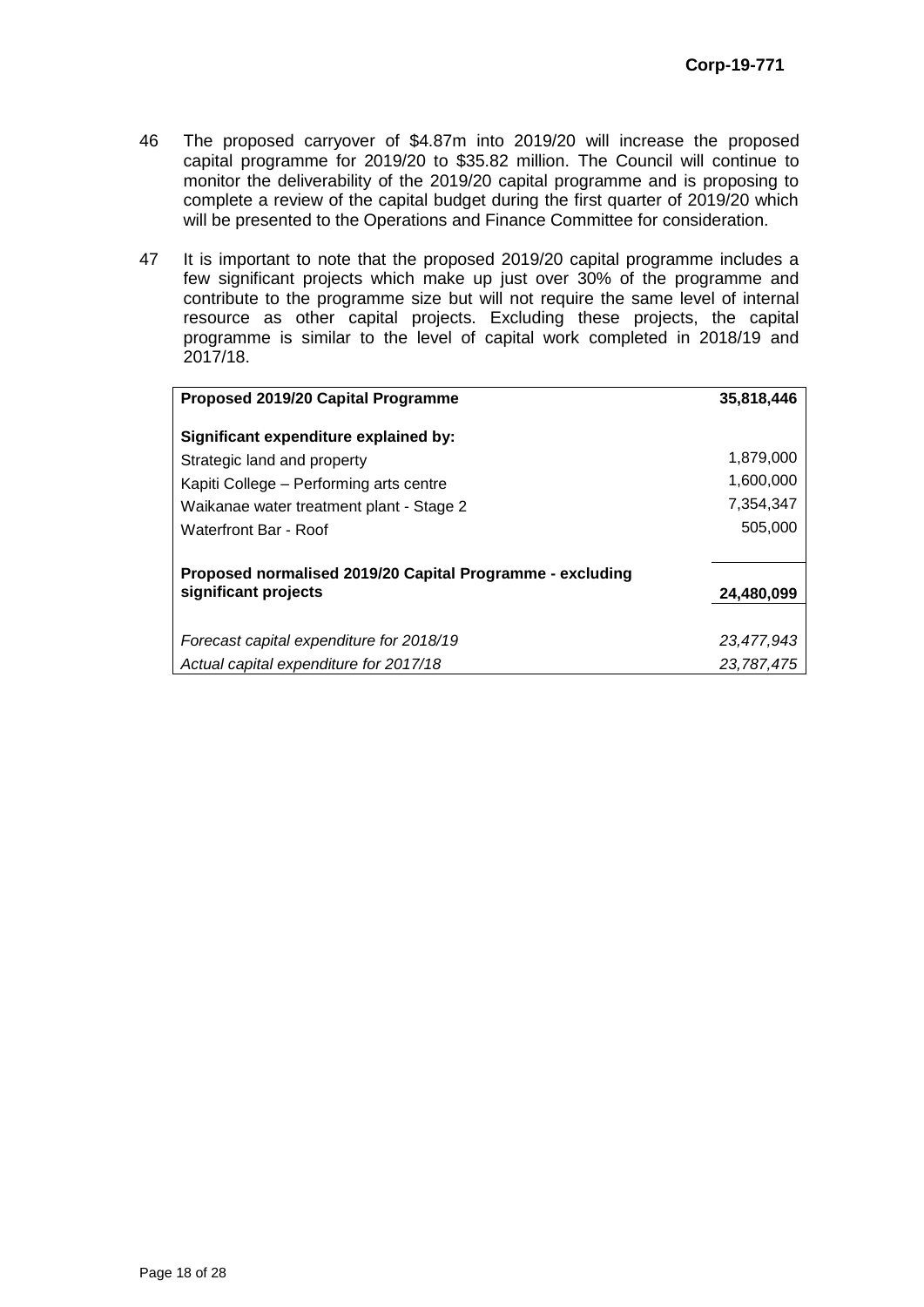46 The proposed carryover of \$4.87m into 2019/20 will increase the proposed capital programme for 2019/20 to \$35.82 million. The Council will continue to monitor the deliverability of the 2019/20 capital programme and is proposing to complete a review of the capital budget during the first quarter of 2019/20 which will be presented to the Operations and Finance Committee for consideration.

47 It is important to note that the proposed 2019/20 capital programme includes a few significant projects which make up just over 30% of the programme and contribute to the programme size but will not require the same level of internal resource as other capital projects. Excluding these projects, the capital programme is similar to the level of capital work completed in 2018/19 and 2017/18.

| **Proposed 2019/20 Capital Programme** | **35,818,446** |
|---|---|
| **Significant expenditure explained by:** | |
| Strategic land and property | 1,879,000 |
| Kapiti College – Performing arts centre | 1,600,000 |
| Waikanae water treatment plant - Stage 2 | 7,354,347 |
| Waterfront Bar - Roof | 505,000 |
| **Proposed normalised 2019/20 Capital Programme - excluding significant projects** | **24,480,099** |
| *Forecast capital expenditure for 2018/19* | *23,477,943* |
| *Actual capital expenditure for 2017/18* | *23,787,475* |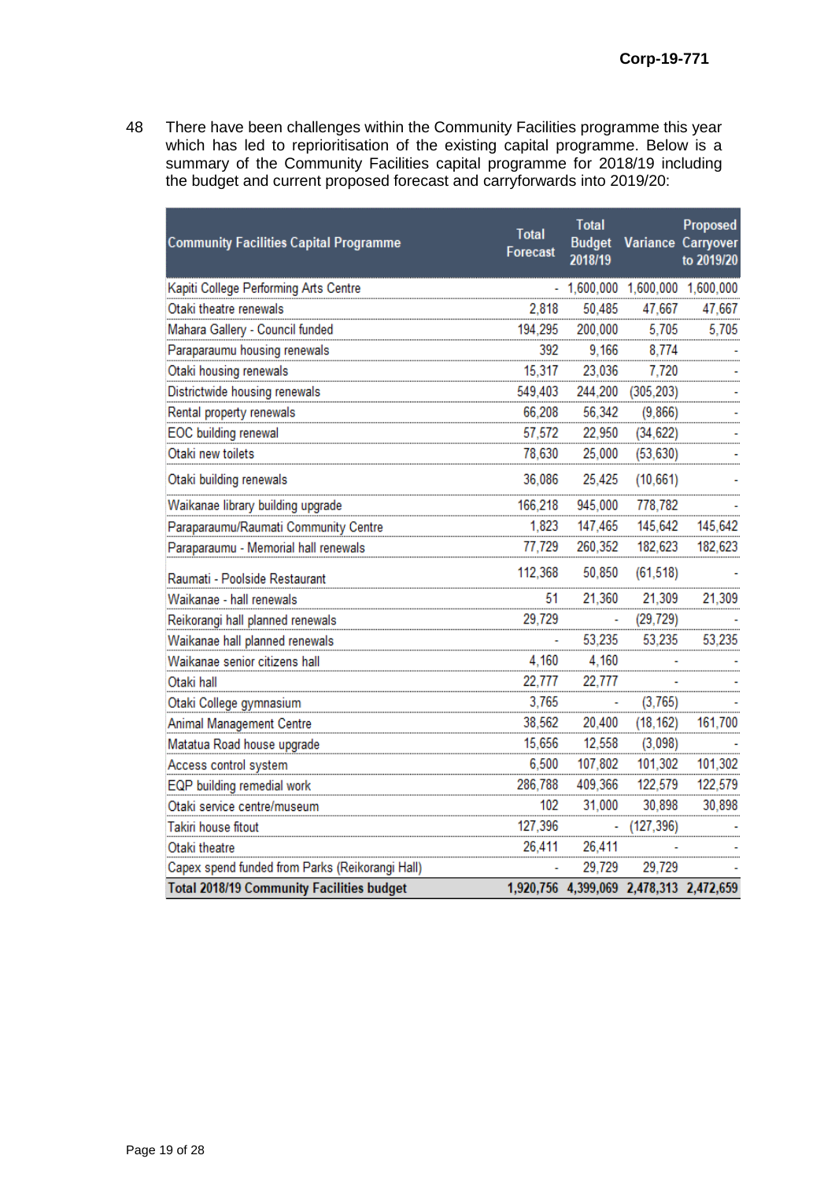48 There have been challenges within the Community Facilities programme this year which has led to reprioritisation of the existing capital programme. Below is a summary of the Community Facilities capital programme for 2018/19 including the budget and current proposed forecast and carryforwards into 2019/20:

| Community Facilities Capital Programme | Total Forecast | Total Budget 2018/19 | Variance | Proposed Carryover to 2019/20 |
|---|---|---|---|---|
| Kapiti College Performing Arts Centre | - | 1,600,000 | 1,600,000 | 1,600,000 |
| Otaki theatre renewals | 2,818 | 50,485 | 47,667 | 47,667 |
| Mahara Gallery - Council funded | 194,295 | 200,000 | 5,705 | 5,705 |
| Paraparaumu housing renewals | 392 | 9,166 | 8,774 | - |
| Otaki housing renewals | 15,317 | 23,036 | 7,720 | - |
| Districtwide housing renewals | 549,403 | 244,200 | (305,203) | - |
| Rental property renewals | 66,208 | 56,342 | (9,866) | - |
| EOC building renewal | 57,572 | 22,950 | (34,622) | - |
| Otaki new toilets | 78,630 | 25,000 | (53,630) | - |
| Otaki building renewals | 36,086 | 25,425 | (10,661) | - |
| Waikanae library building upgrade | 166,218 | 945,000 | 778,782 | - |
| Paraparaumu/Raumati Community Centre | 1,823 | 147,465 | 145,642 | 145,642 |
| Paraparaumu - Memorial hall renewals | 77,729 | 260,352 | 182,623 | 182,623 |
| Raumati - Poolside Restaurant | 112,368 | 50,850 | (61,518) | - |
| Waikanae - hall renewals | 51 | 21,360 | 21,309 | 21,309 |
| Reikorangi hall planned renewals | 29,729 | - | (29,729) | - |
| Waikanae hall planned renewals | - | 53,235 | 53,235 | 53,235 |
| Waikanae senior citizens hall | 4,160 | 4,160 | - | - |
| Otaki hall | 22,777 | 22,777 | - | - |
| Otaki College gymnasium | 3,765 | - | (3,765) | - |
| Animal Management Centre | 38,562 | 20,400 | (18,162) | 161,700 |
| Matatua Road house upgrade | 15,656 | 12,558 | (3,098) | - |
| Access control system | 6,500 | 107,802 | 101,302 | 101,302 |
| EQP building remedial work | 286,788 | 409,366 | 122,579 | 122,579 |
| Otaki service centre/museum | 102 | 31,000 | 30,898 | 30,898 |
| Takiri house fitout | 127,396 | - | (127,396) | - |
| Otaki theatre | 26,411 | 26,411 | - | - |
| Capex spend funded from Parks (Reikorangi Hall) | - | 29,729 | 29,729 | - |
| **Total 2018/19 Community Facilities budget** | **1,920,756** | **4,399,069** | **2,478,313** | **2,472,659** |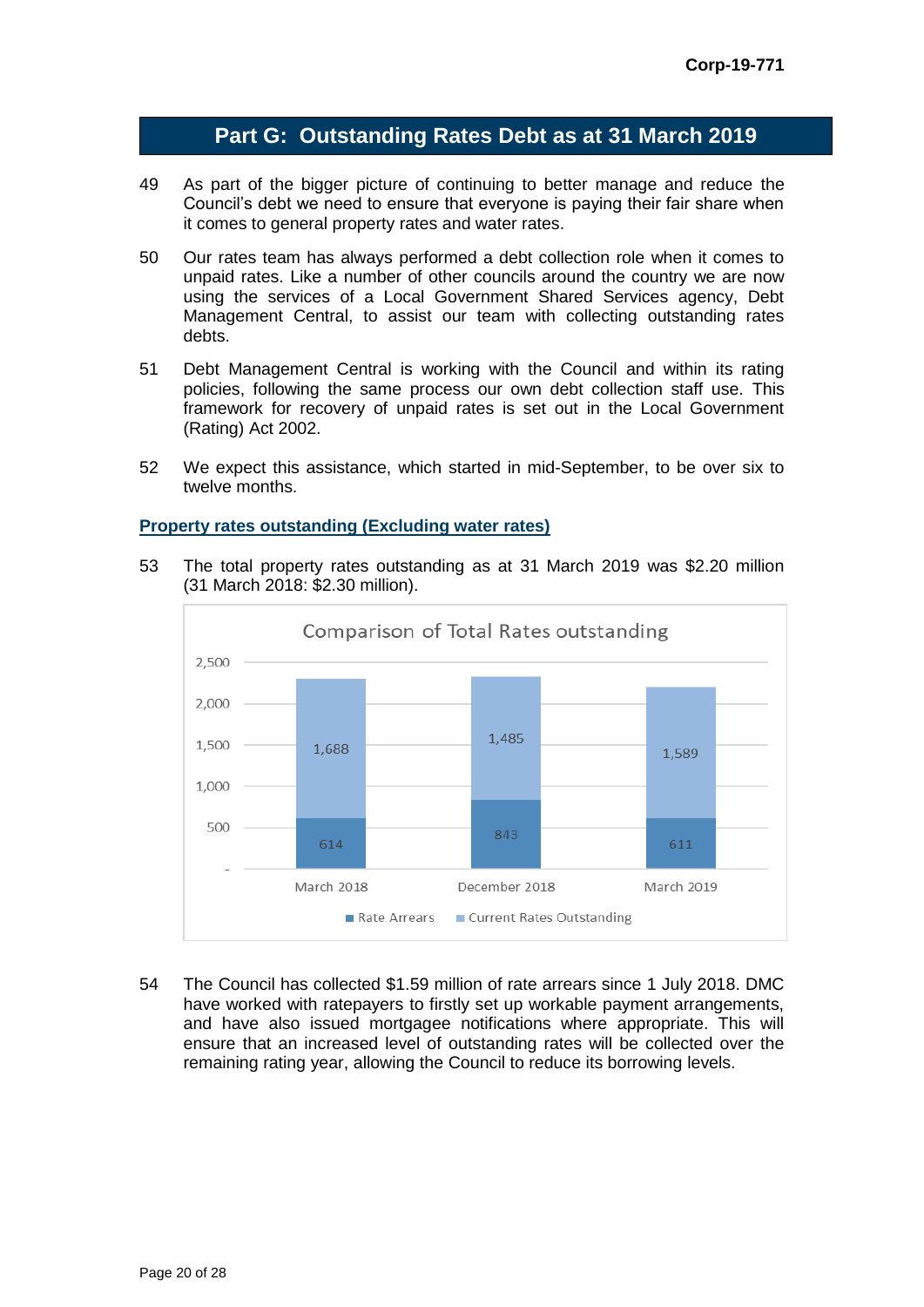# Part G: Outstanding Rates Debt as at 31 March 2019

49 As part of the bigger picture of continuing to better manage and reduce the Council's debt we need to ensure that everyone is paying their fair share when it comes to general property rates and water rates.

50 Our rates team has always performed a debt collection role when it comes to unpaid rates. Like a number of other councils around the country we are now using the services of a Local Government Shared Services agency, Debt Management Central, to assist our team with collecting outstanding rates debts.

51 Debt Management Central is working with the Council and within its rating policies, following the same process our own debt collection staff use. This framework for recovery of unpaid rates is set out in the Local Government (Rating) Act 2002.

52 We expect this assistance, which started in mid-September, to be over six to twelve months.

### Property rates outstanding (Excluding water rates)

53 The total property rates outstanding as at 31 March 2019 was $2.20 million (31 March 2018: $2.30 million).

**Comparison of Total Rates outstanding**

| | March 2018 | December 2018 | March 2019 |
|---|---|---|---|
| Rate Arrears | 614 | 843 | 611 |
| Current Rates Outstanding | 1,688 | 1,485 | 1,589 |

54 The Council has collected $1.59 million of rate arrears since 1 July 2018. DMC have worked with ratepayers to firstly set up workable payment arrangements, and have also issued mortgagee notifications where appropriate. This will ensure that an increased level of outstanding rates will be collected over the remaining rating year, allowing the Council to reduce its borrowing levels.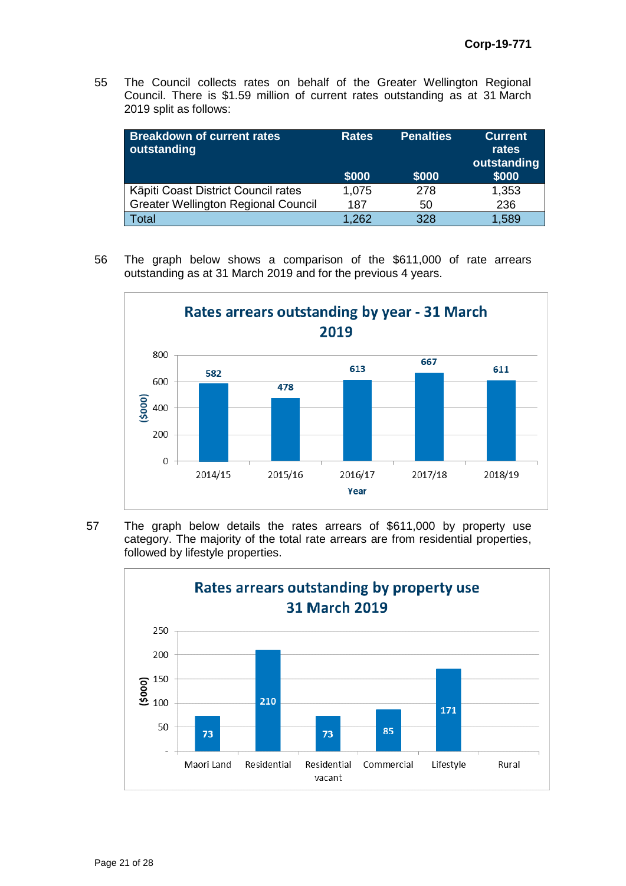55 The Council collects rates on behalf of the Greater Wellington Regional Council. There is $1.59 million of current rates outstanding as at 31 March 2019 split as follows:

| Breakdown of current rates outstanding | Rates $000 | Penalties $000 | Current rates outstanding $000 |
|---|---|---|---|
| Kāpiti Coast District Council rates | 1,075 | 278 | 1,353 |
| Greater Wellington Regional Council | 187 | 50 | 236 |
| Total | 1,262 | 328 | 1,589 |

56 The graph below shows a comparison of the $611,000 of rate arrears outstanding as at 31 March 2019 and for the previous 4 years.

**Rates arrears outstanding by year - 31 March 2019**

| Year | ($000) |
|---|---|
| 2014/15 | 582 |
| 2015/16 | 478 |
| 2016/17 | 613 |
| 2017/18 | 667 |
| 2018/19 | 611 |

57 The graph below details the rates arrears of $611,000 by property use category. The majority of the total rate arrears are from residential properties, followed by lifestyle properties.

**Rates arrears outstanding by property use 31 March 2019**

| Property use | ($000) |
|---|---|
| Maori Land | 73 |
| Residential | 210 |
| Residential vacant | 73 |
| Commercial | 85 |
| Lifestyle | 171 |
| Rural | |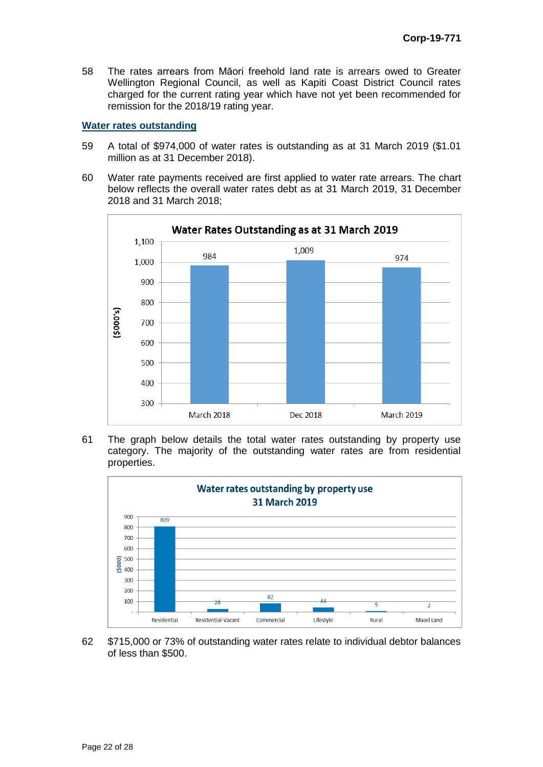58 The rates arrears from Māori freehold land rate is arrears owed to Greater Wellington Regional Council, as well as Kapiti Coast District Council rates charged for the current rating year which have not yet been recommended for remission for the 2018/19 rating year.

## Water rates outstanding

59 A total of $974,000 of water rates is outstanding as at 31 March 2019 ($1.01 million as at 31 December 2018).

60 Water rate payments received are first applied to water rate arrears. The chart below reflects the overall water rates debt as at 31 March 2019, 31 December 2018 and 31 March 2018;

**Water Rates Outstanding as at 31 March 2019**

| ($000's) | March 2018 | Dec 2018 | March 2019 |
|---|---|---|---|
| Water rates outstanding | 984 | 1,009 | 974 |

61 The graph below details the total water rates outstanding by property use category. The majority of the outstanding water rates are from residential properties.

**Water rates outstanding by property use 31 March 2019**

| ($000) | Residential | Residential-Vacant | Commercial | Lifestyle | Rural | Maori Land |
|---|---|---|---|---|---|---|
| Water rates outstanding | 809 | 28 | 82 | 44 | 9 | 2 |

62 $715,000 or 73% of outstanding water rates relate to individual debtor balances of less than $500.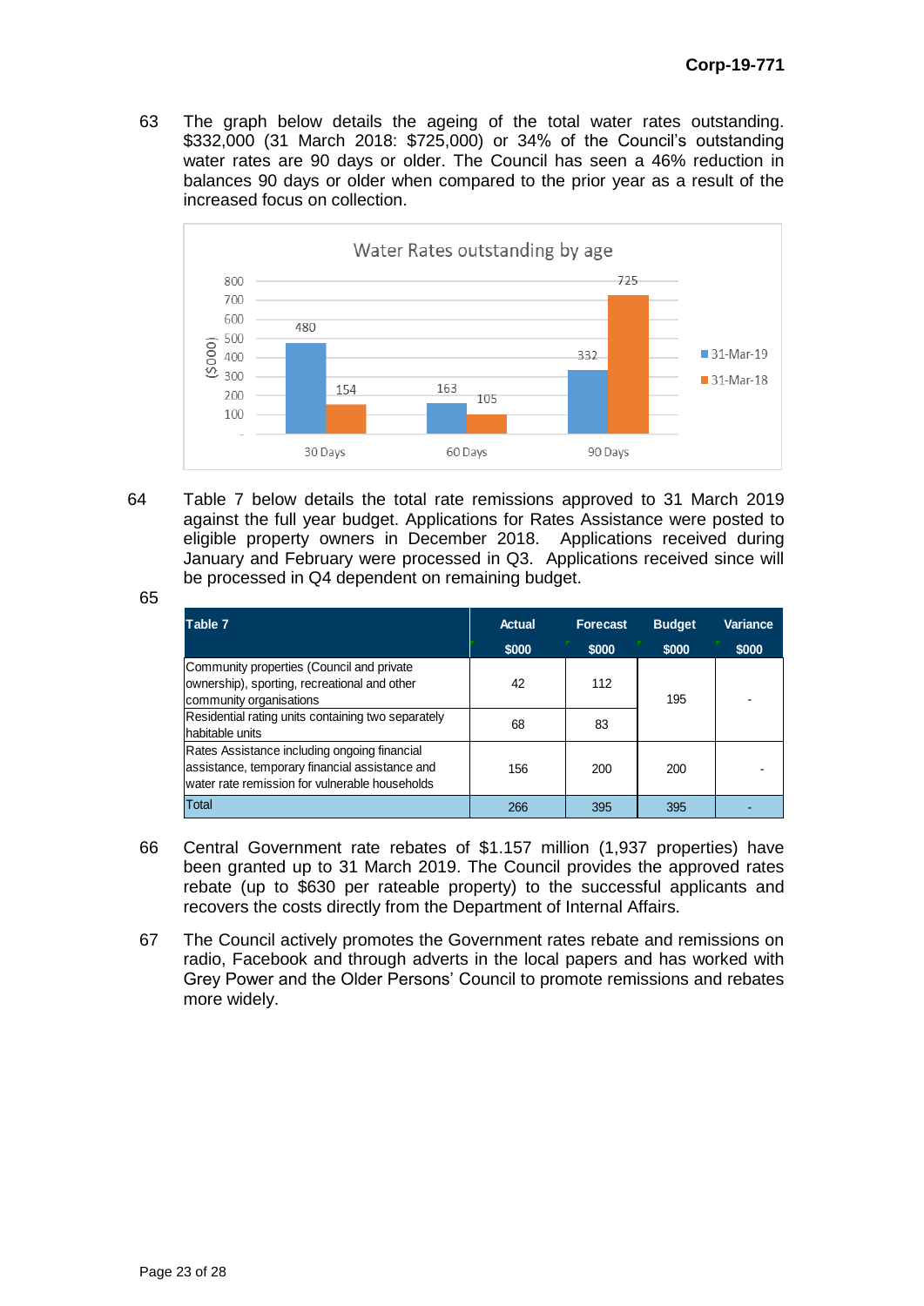63 The graph below details the ageing of the total water rates outstanding. $332,000 (31 March 2018: $725,000) or 34% of the Council's outstanding water rates are 90 days or older. The Council has seen a 46% reduction in balances 90 days or older when compared to the prior year as a result of the increased focus on collection.

**Water Rates outstanding by age**

| ($000) | 30 Days | 60 Days | 90 Days |
|---|---|---|---|
| 31-Mar-19 | 480 | 163 | 332 |
| 31-Mar-18 | 154 | 105 | 725 |

64 Table 7 below details the total rate remissions approved to 31 March 2019 against the full year budget. Applications for Rates Assistance were posted to eligible property owners in December 2018. Applications received during January and February were processed in Q3. Applications received since will be processed in Q4 dependent on remaining budget.

65

| Table 7 | Actual $000 | Forecast $000 | Budget $000 | Variance $000 |
|---|---|---|---|---|
| Community properties (Council and private ownership), sporting, recreational and other community organisations | 42 | 112 | 195 | - |
| Residential rating units containing two separately habitable units | 68 | 83 | | |
| Rates Assistance including ongoing financial assistance, temporary financial assistance and water rate remission for vulnerable households | 156 | 200 | 200 | - |
| Total | 266 | 395 | 395 | - |

66 Central Government rate rebates of $1.157 million (1,937 properties) have been granted up to 31 March 2019. The Council provides the approved rates rebate (up to $630 per rateable property) to the successful applicants and recovers the costs directly from the Department of Internal Affairs.

67 The Council actively promotes the Government rates rebate and remissions on radio, Facebook and through adverts in the local papers and has worked with Grey Power and the Older Persons' Council to promote remissions and rebates more widely.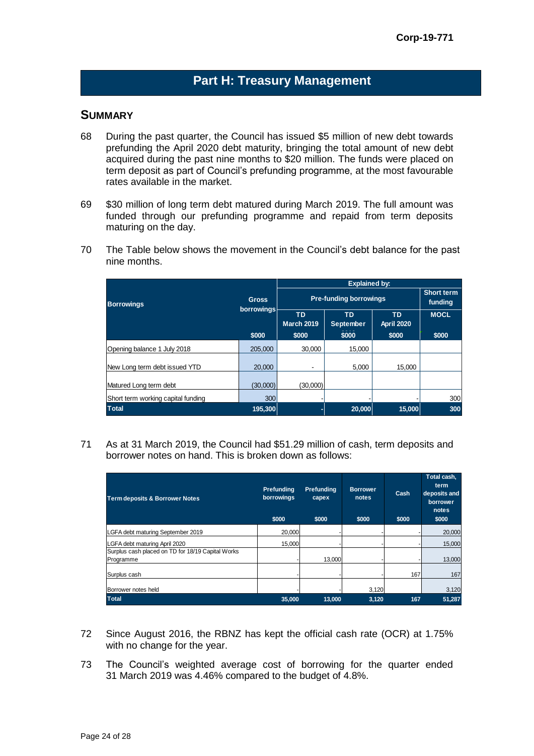## Part H: Treasury Management

### SUMMARY

68 During the past quarter, the Council has issued \$5 million of new debt towards prefunding the April 2020 debt maturity, bringing the total amount of new debt acquired during the past nine months to \$20 million. The funds were placed on term deposit as part of Council's prefunding programme, at the most favourable rates available in the market.

69 \$30 million of long term debt matured during March 2019. The full amount was funded through our prefunding programme and repaid from term deposits maturing on the day.

70 The Table below shows the movement in the Council's debt balance for the past nine months.

| Borrowings | Gross borrowings | Explained by: | | | |
|---|---|---|---|---|---|
| | | Pre-funding borrowings | | | Short term funding |
| | | TD March 2019 | TD September | TD April 2020 | MOCL |
| | \$000 | \$000 | \$000 | \$000 | \$000 |
| Opening balance 1 July 2018 | 205,000 | 30,000 | 15,000 | | |
| New Long term debt issued YTD | 20,000 | - | 5,000 | 15,000 | |
| Matured Long term debt | (30,000) | (30,000) | | | |
| Short term working capital funding | 300 | - | - | - | 300 |
| **Total** | **195,300** | **-** | **20,000** | **15,000** | **300** |

71 As at 31 March 2019, the Council had \$51.29 million of cash, term deposits and borrower notes on hand. This is broken down as follows:

| Term deposits & Borrower Notes | Prefunding borrowings | Prefunding capex | Borrower notes | Cash | Total cash, term deposits and borrower notes |
|---|---|---|---|---|---|
| | \$000 | \$000 | \$000 | \$000 | \$000 |
| LGFA debt maturing September 2019 | 20,000 | - | - | - | 20,000 |
| LGFA debt maturing April 2020 | 15,000 | - | - | - | 15,000 |
| Surplus cash placed on TD for 18/19 Capital Works Programme | - | 13,000 | - | - | 13,000 |
| Surplus cash | - | - | - | 167 | 167 |
| Borrower notes held | - | - | 3,120 | | 3,120 |
| **Total** | **35,000** | **13,000** | **3,120** | **167** | **51,287** |

72 Since August 2016, the RBNZ has kept the official cash rate (OCR) at 1.75% with no change for the year.

73 The Council's weighted average cost of borrowing for the quarter ended 31 March 2019 was 4.46% compared to the budget of 4.8%.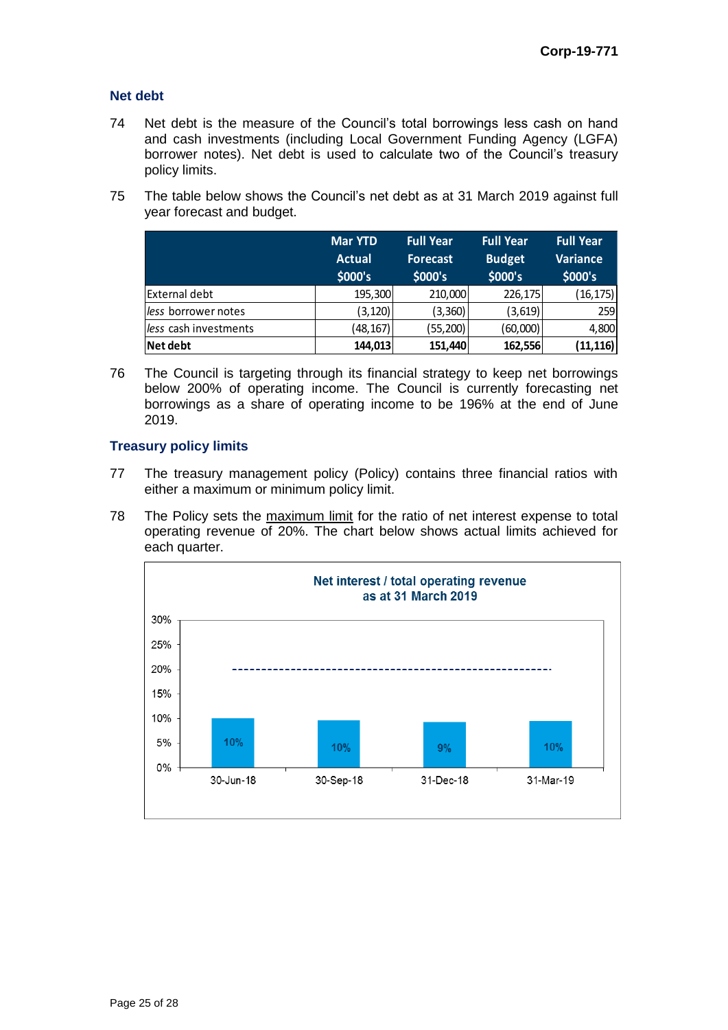## Net debt

74 Net debt is the measure of the Council's total borrowings less cash on hand and cash investments (including Local Government Funding Agency (LGFA) borrower notes). Net debt is used to calculate two of the Council's treasury policy limits.

75 The table below shows the Council's net debt as at 31 March 2019 against full year forecast and budget.

| | Mar YTD Actual $000's | Full Year Forecast $000's | Full Year Budget $000's | Full Year Variance $000's |
|---|---|---|---|---|
| External debt | 195,300 | 210,000 | 226,175 | (16,175) |
| *less* borrower notes | (3,120) | (3,360) | (3,619) | 259 |
| *less* cash investments | (48,167) | (55,200) | (60,000) | 4,800 |
| **Net debt** | **144,013** | **151,440** | **162,556** | **(11,116)** |

76 The Council is targeting through its financial strategy to keep net borrowings below 200% of operating income. The Council is currently forecasting net borrowings as a share of operating income to be 196% at the end of June 2019.

## Treasury policy limits

77 The treasury management policy (Policy) contains three financial ratios with either a maximum or minimum policy limit.

78 The Policy sets the <u>maximum limit</u> for the ratio of net interest expense to total operating revenue of 20%. The chart below shows actual limits achieved for each quarter.

**Net interest / total operating revenue as at 31 March 2019**

| 30-Jun-18 | 30-Sep-18 | 31-Dec-18 | 31-Mar-19 |
|---|---|---|---|
| 10% | 10% | 9% | 10% |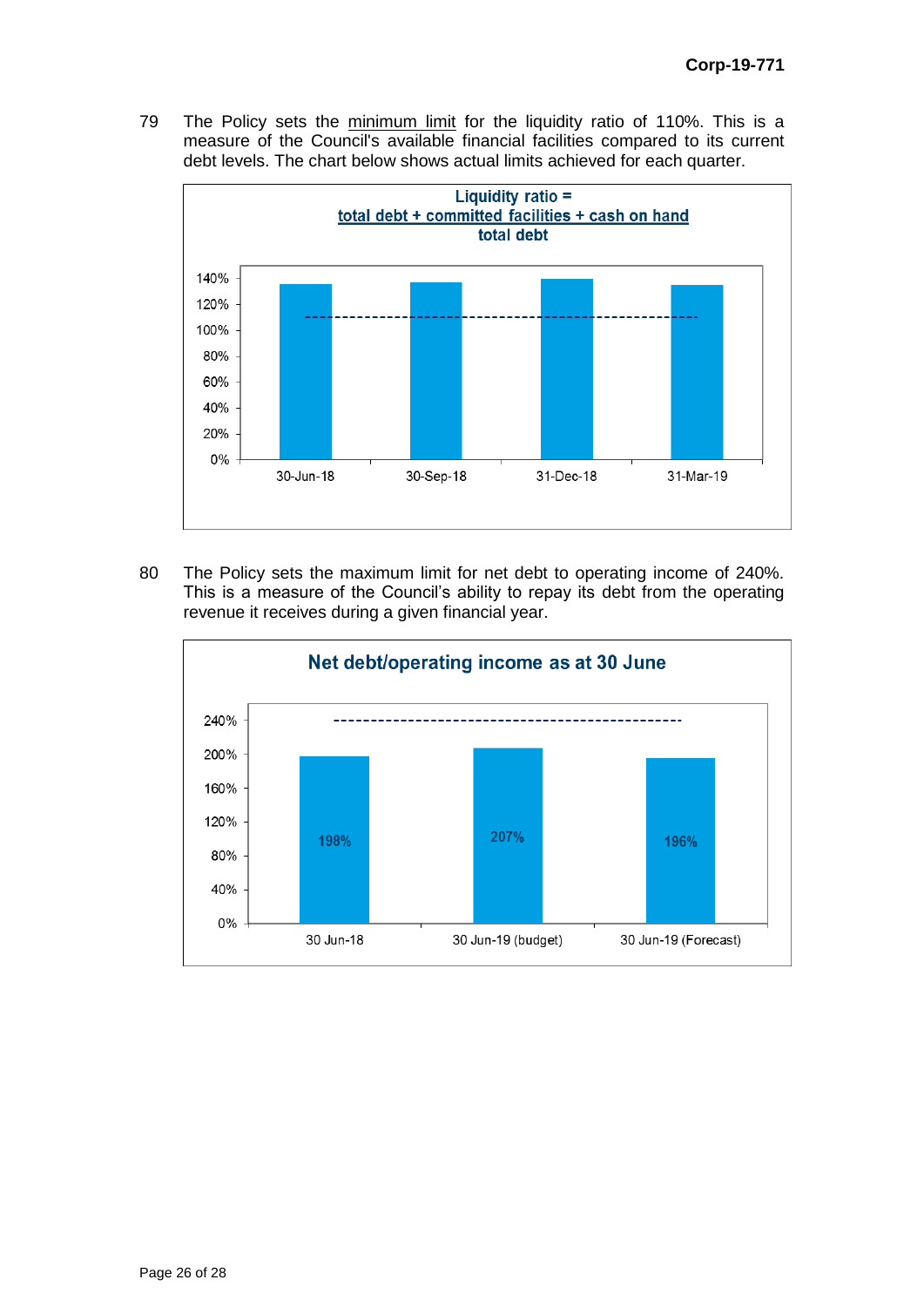79 The Policy sets the minimum limit for the liquidity ratio of 110%. This is a measure of the Council's available financial facilities compared to its current debt levels. The chart below shows actual limits achieved for each quarter.

**Liquidity ratio = total debt + committed facilities + cash on hand / total debt**

80 The Policy sets the maximum limit for net debt to operating income of 240%. This is a measure of the Council's ability to repay its debt from the operating revenue it receives during a given financial year.

**Net debt/operating income as at 30 June**

| | 30 Jun-18 | 30 Jun-19 (budget) | 30 Jun-19 (Forecast) |
|---|---|---|---|
| Net debt/operating income | 198% | 207% | 196% |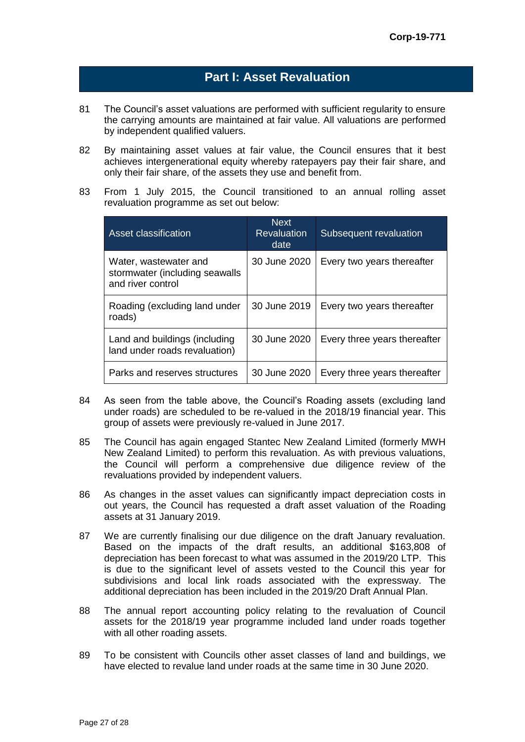## Part I: Asset Revaluation

81 The Council's asset valuations are performed with sufficient regularity to ensure the carrying amounts are maintained at fair value. All valuations are performed by independent qualified valuers.

82 By maintaining asset values at fair value, the Council ensures that it best achieves intergenerational equity whereby ratepayers pay their fair share, and only their fair share, of the assets they use and benefit from.

83 From 1 July 2015, the Council transitioned to an annual rolling asset revaluation programme as set out below:

| Asset classification | Next Revaluation date | Subsequent revaluation |
| --- | --- | --- |
| Water, wastewater and stormwater (including seawalls and river control | 30 June 2020 | Every two years thereafter |
| Roading (excluding land under roads) | 30 June 2019 | Every two years thereafter |
| Land and buildings (including land under roads revaluation) | 30 June 2020 | Every three years thereafter |
| Parks and reserves structures | 30 June 2020 | Every three years thereafter |

84 As seen from the table above, the Council's Roading assets (excluding land under roads) are scheduled to be re-valued in the 2018/19 financial year. This group of assets were previously re-valued in June 2017.

85 The Council has again engaged Stantec New Zealand Limited (formerly MWH New Zealand Limited) to perform this revaluation. As with previous valuations, the Council will perform a comprehensive due diligence review of the revaluations provided by independent valuers.

86 As changes in the asset values can significantly impact depreciation costs in out years, the Council has requested a draft asset valuation of the Roading assets at 31 January 2019.

87 We are currently finalising our due diligence on the draft January revaluation. Based on the impacts of the draft results, an additional $163,808 of depreciation has been forecast to what was assumed in the 2019/20 LTP. This is due to the significant level of assets vested to the Council this year for subdivisions and local link roads associated with the expressway. The additional depreciation has been included in the 2019/20 Draft Annual Plan.

88 The annual report accounting policy relating to the revaluation of Council assets for the 2018/19 year programme included land under roads together with all other roading assets.

89 To be consistent with Councils other asset classes of land and buildings, we have elected to revalue land under roads at the same time in 30 June 2020.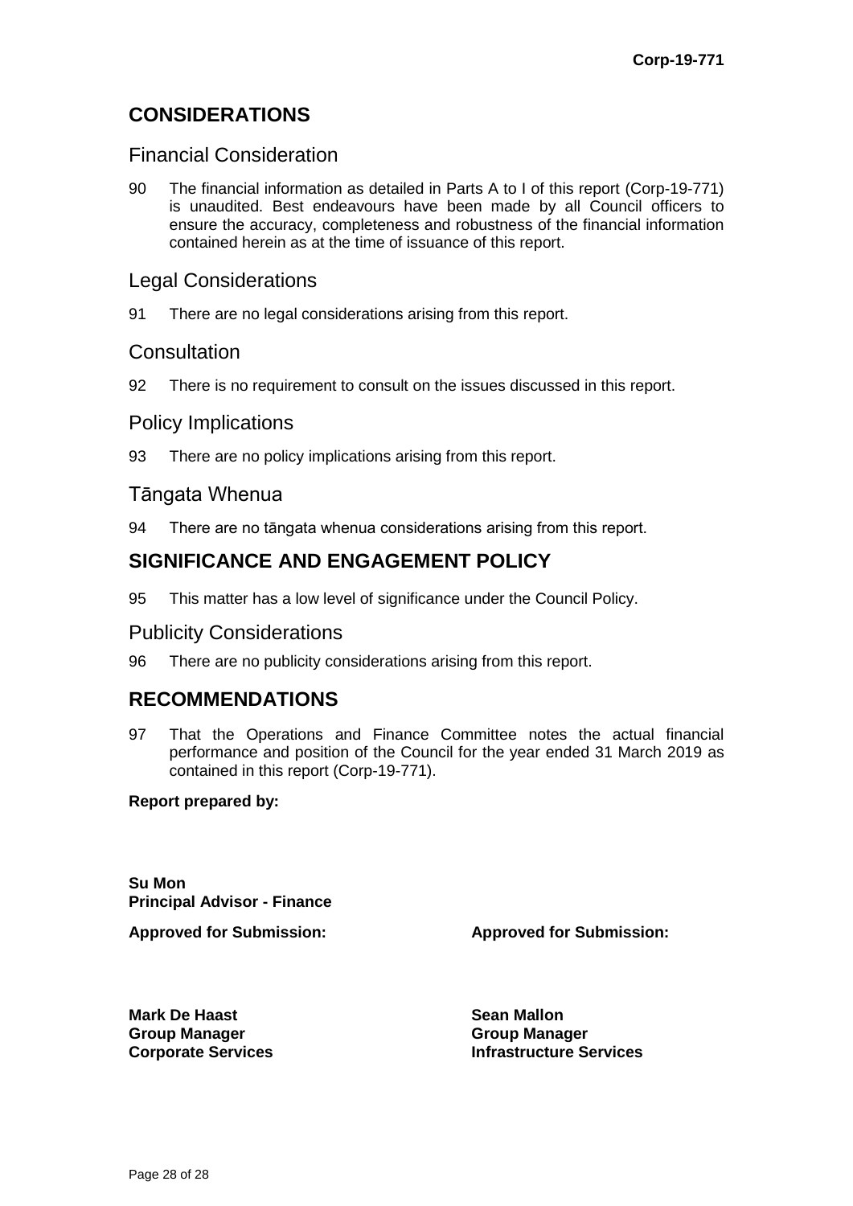## CONSIDERATIONS

### Financial Consideration

90 The financial information as detailed in Parts A to I of this report (Corp-19-771) is unaudited. Best endeavours have been made by all Council officers to ensure the accuracy, completeness and robustness of the financial information contained herein as at the time of issuance of this report.

### Legal Considerations

91 There are no legal considerations arising from this report.

### Consultation

92 There is no requirement to consult on the issues discussed in this report.

### Policy Implications

93 There are no policy implications arising from this report.

### Tāngata Whenua

94 There are no tāngata whenua considerations arising from this report.

## SIGNIFICANCE AND ENGAGEMENT POLICY

95 This matter has a low level of significance under the Council Policy.

### Publicity Considerations

96 There are no publicity considerations arising from this report.

## RECOMMENDATIONS

97 That the Operations and Finance Committee notes the actual financial performance and position of the Council for the year ended 31 March 2019 as contained in this report (Corp-19-771).

**Report prepared by:**

**Su Mon**
**Principal Advisor - Finance**

**Approved for Submission:**

**Mark De Haast**
**Group Manager**
**Corporate Services**

**Approved for Submission:**

**Sean Mallon**
**Group Manager**
**Infrastructure Services**